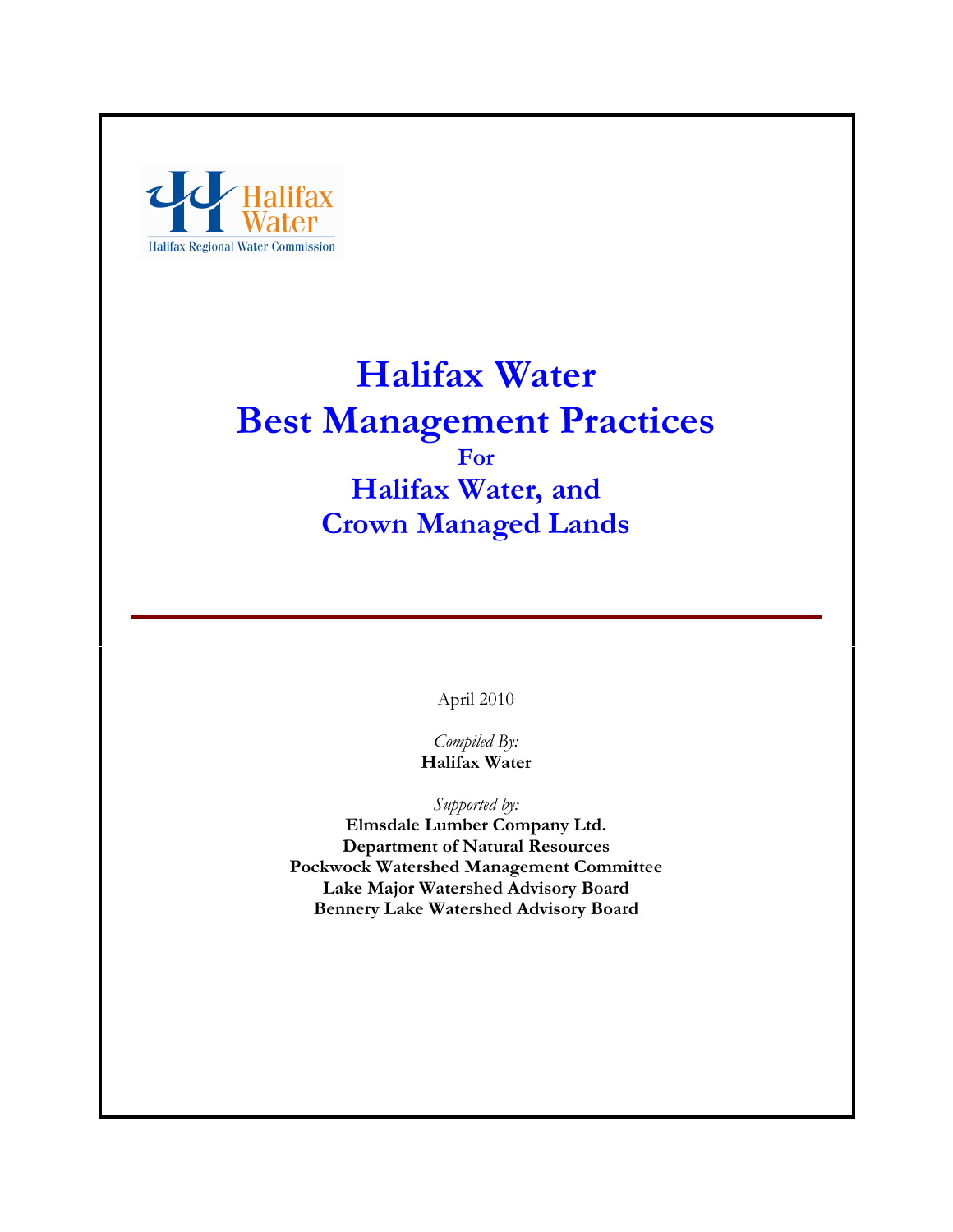Halifax Water

Halifax Regional Water Commission

# Halifax Water
# Best Management Practices
### For
## Halifax Water, and
## Crown Managed Lands

April 2010

*Compiled By:*
**Halifax Water**

*Supported by:*
**Elmsdale Lumber Company Ltd.**
**Department of Natural Resources**
**Pockwock Watershed Management Committee**
**Lake Major Watershed Advisory Board**
**Bennery Lake Watershed Advisory Board**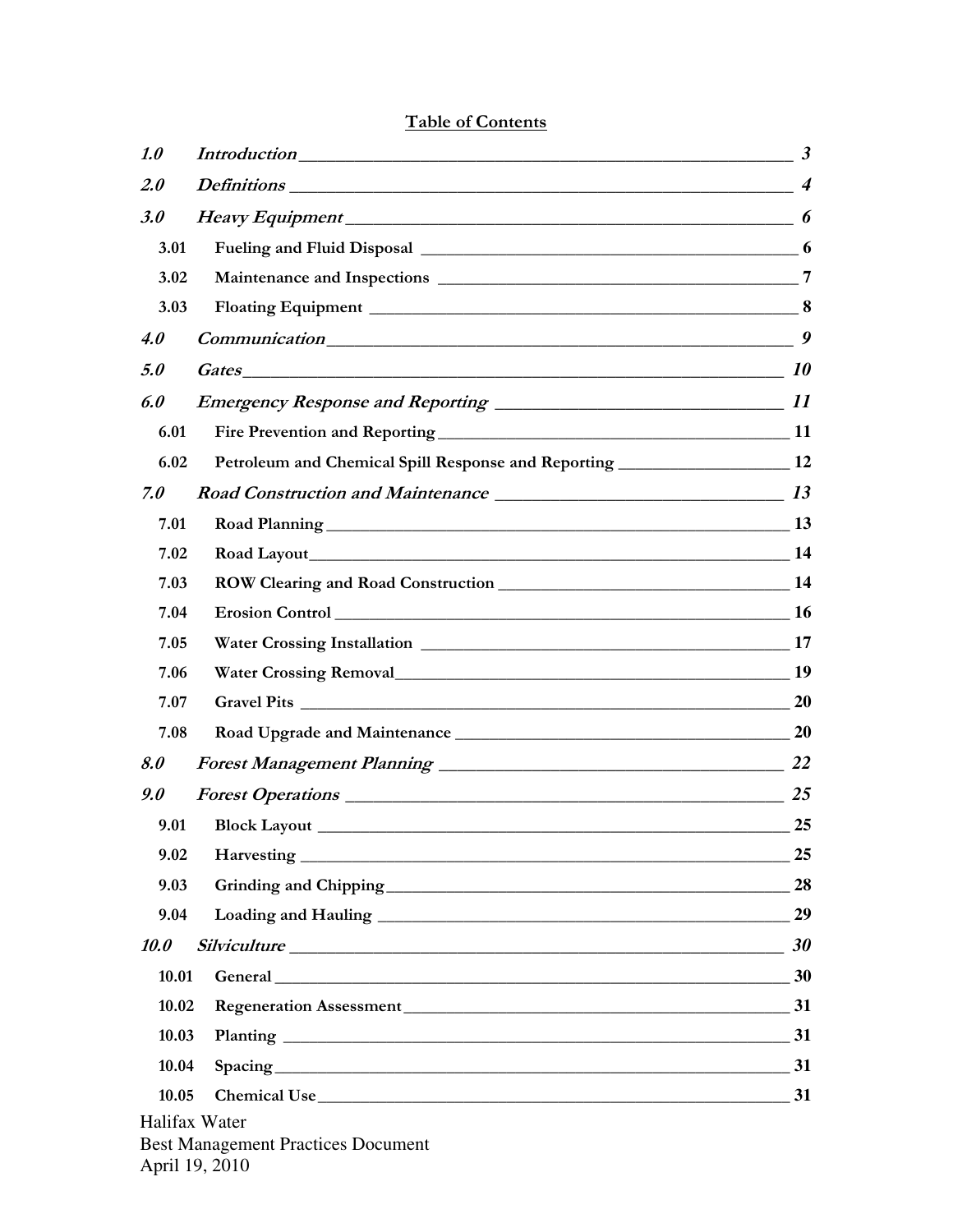## Table of Contents

| | | |
|---|---|---|
| ***1.0*** | ***Introduction*** | ***3*** |
| ***2.0*** | ***Definitions*** | ***4*** |
| ***3.0*** | ***Heavy Equipment*** | ***6*** |
| **3.01** | **Fueling and Fluid Disposal** | **6** |
| **3.02** | **Maintenance and Inspections** | **7** |
| **3.03** | **Floating Equipment** | **8** |
| ***4.0*** | ***Communication*** | ***9*** |
| ***5.0*** | ***Gates*** | ***10*** |
| ***6.0*** | ***Emergency Response and Reporting*** | ***11*** |
| **6.01** | **Fire Prevention and Reporting** | **11** |
| **6.02** | **Petroleum and Chemical Spill Response and Reporting** | **12** |
| ***7.0*** | ***Road Construction and Maintenance*** | ***13*** |
| **7.01** | **Road Planning** | **13** |
| **7.02** | **Road Layout** | **14** |
| **7.03** | **ROW Clearing and Road Construction** | **14** |
| **7.04** | **Erosion Control** | **16** |
| **7.05** | **Water Crossing Installation** | **17** |
| **7.06** | **Water Crossing Removal** | **19** |
| **7.07** | **Gravel Pits** | **20** |
| **7.08** | **Road Upgrade and Maintenance** | **20** |
| ***8.0*** | ***Forest Management Planning*** | ***22*** |
| ***9.0*** | ***Forest Operations*** | ***25*** |
| **9.01** | **Block Layout** | **25** |
| **9.02** | **Harvesting** | **25** |
| **9.03** | **Grinding and Chipping** | **28** |
| **9.04** | **Loading and Hauling** | **29** |
| ***10.0*** | ***Silviculture*** | ***30*** |
| **10.01** | **General** | **30** |
| **10.02** | **Regeneration Assessment** | **31** |
| **10.03** | **Planting** | **31** |
| **10.04** | **Spacing** | **31** |
| **10.05** | **Chemical Use** | **31** |

Halifax Water
Best Management Practices Document
April 19, 2010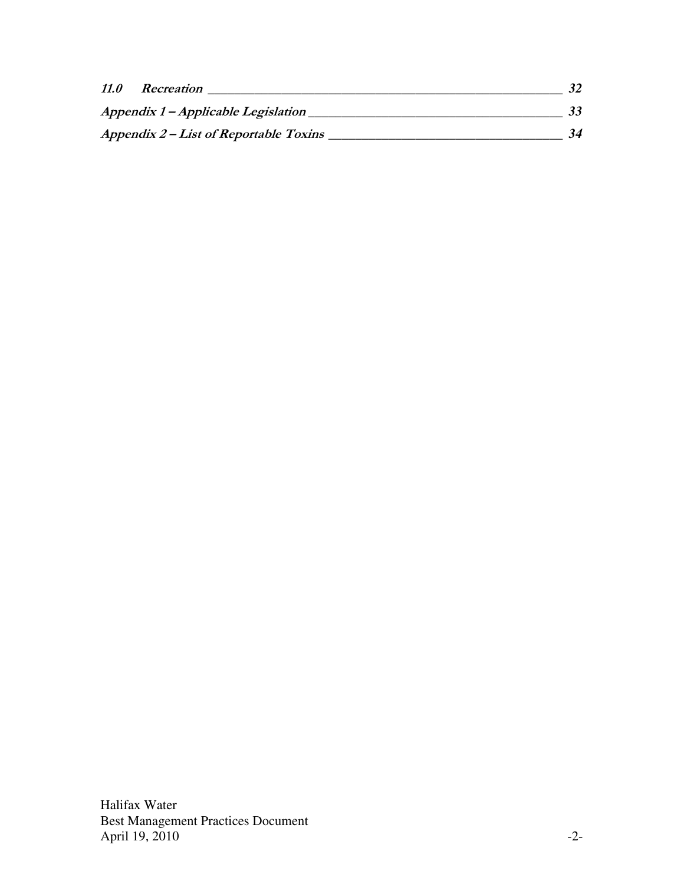**11.0 Recreation** ____________________________________________________ 32

**Appendix 1 – Applicable Legislation** _____________________________________ 33

**Appendix 2 – List of Reportable Toxins** ___________________________________ 34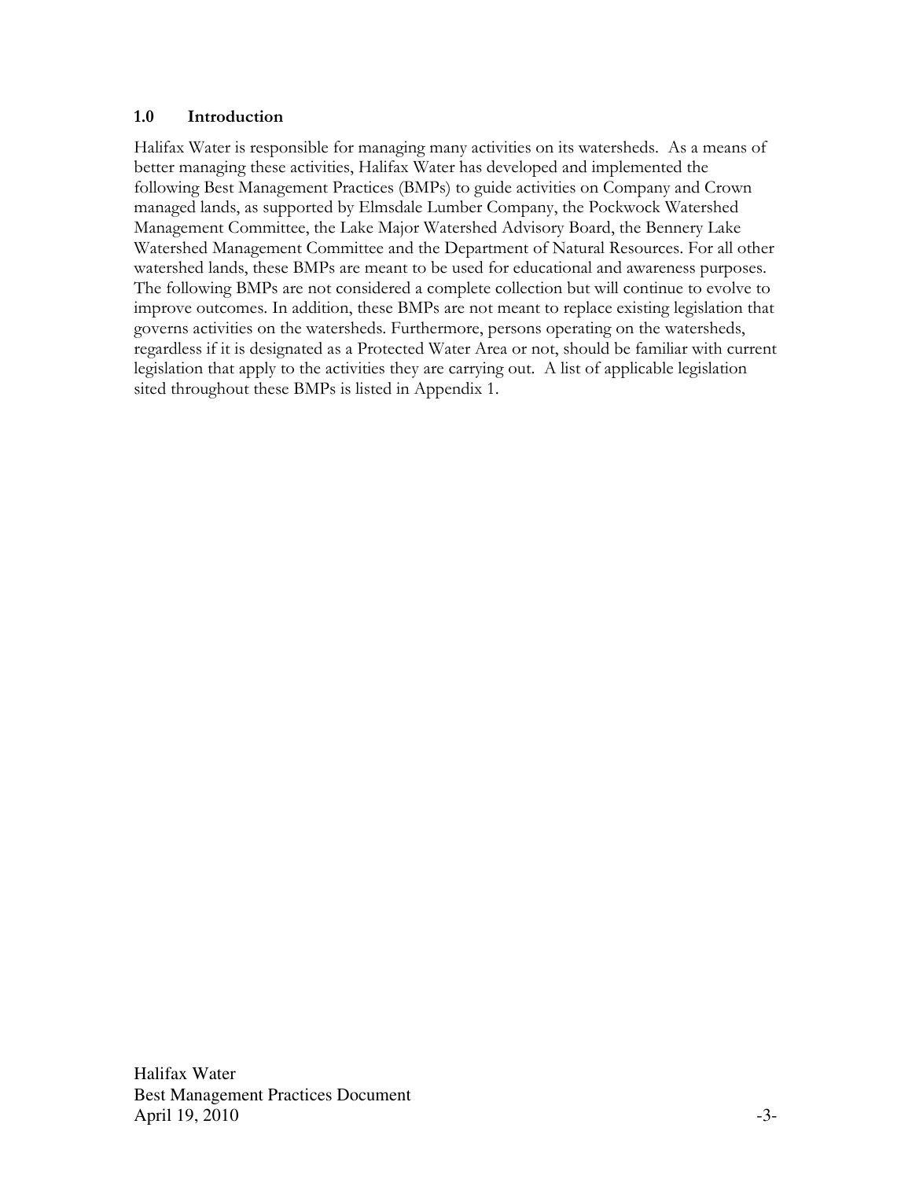## 1.0 Introduction

Halifax Water is responsible for managing many activities on its watersheds. As a means of better managing these activities, Halifax Water has developed and implemented the following Best Management Practices (BMPs) to guide activities on Company and Crown managed lands, as supported by Elmsdale Lumber Company, the Pockwock Watershed Management Committee, the Lake Major Watershed Advisory Board, the Bennery Lake Watershed Management Committee and the Department of Natural Resources. For all other watershed lands, these BMPs are meant to be used for educational and awareness purposes. The following BMPs are not considered a complete collection but will continue to evolve to improve outcomes. In addition, these BMPs are not meant to replace existing legislation that governs activities on the watersheds. Furthermore, persons operating on the watersheds, regardless if it is designated as a Protected Water Area or not, should be familiar with current legislation that apply to the activities they are carrying out. A list of applicable legislation sited throughout these BMPs is listed in Appendix 1.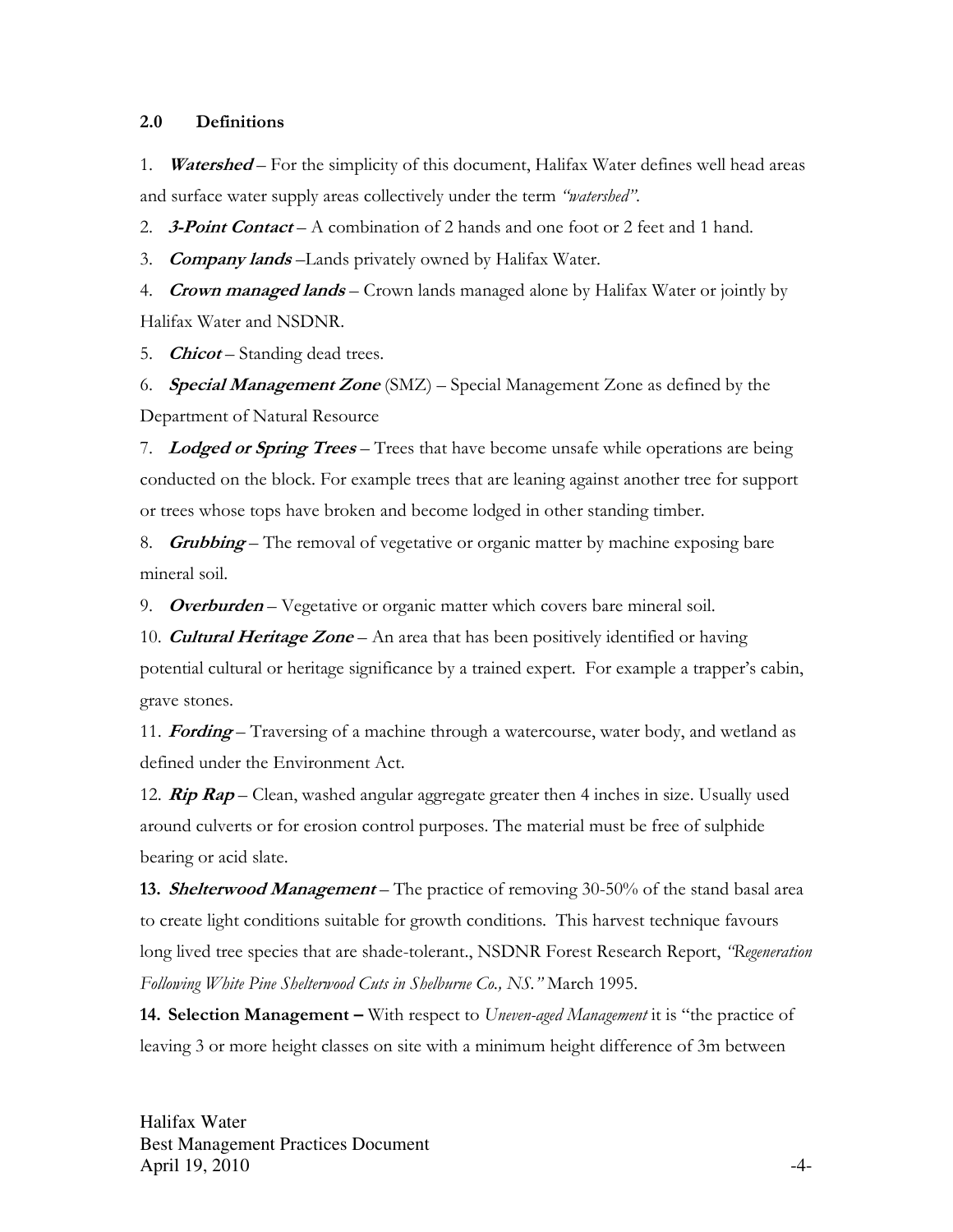## 2.0 Definitions

1. ***Watershed*** – For the simplicity of this document, Halifax Water defines well head areas and surface water supply areas collectively under the term *"watershed"*.
2. ***3-Point Contact*** – A combination of 2 hands and one foot or 2 feet and 1 hand.
3. ***Company lands*** –Lands privately owned by Halifax Water.
4. ***Crown managed lands*** – Crown lands managed alone by Halifax Water or jointly by Halifax Water and NSDNR.
5. ***Chicot*** – Standing dead trees.
6. ***Special Management Zone*** (SMZ) – Special Management Zone as defined by the Department of Natural Resource
7. ***Lodged or Spring Trees*** – Trees that have become unsafe while operations are being conducted on the block. For example trees that are leaning against another tree for support or trees whose tops have broken and become lodged in other standing timber.
8. ***Grubbing*** – The removal of vegetative or organic matter by machine exposing bare mineral soil.
9. ***Overburden*** – Vegetative or organic matter which covers bare mineral soil.
10. ***Cultural Heritage Zone*** – An area that has been positively identified or having potential cultural or heritage significance by a trained expert. For example a trapper's cabin, grave stones.
11. ***Fording*** – Traversing of a machine through a watercourse, water body, and wetland as defined under the Environment Act.
12. ***Rip Rap*** – Clean, washed angular aggregate greater then 4 inches in size. Usually used around culverts or for erosion control purposes. The material must be free of sulphide bearing or acid slate.
13. ***Shelterwood Management*** – The practice of removing 30-50% of the stand basal area to create light conditions suitable for growth conditions. This harvest technique favours long lived tree species that are shade-tolerant., NSDNR Forest Research Report, *"Regeneration Following White Pine Shelterwood Cuts in Shelburne Co., NS."* March 1995.
14. **Selection Management –** With respect to *Uneven-aged Management* it is "the practice of leaving 3 or more height classes on site with a minimum height difference of 3m between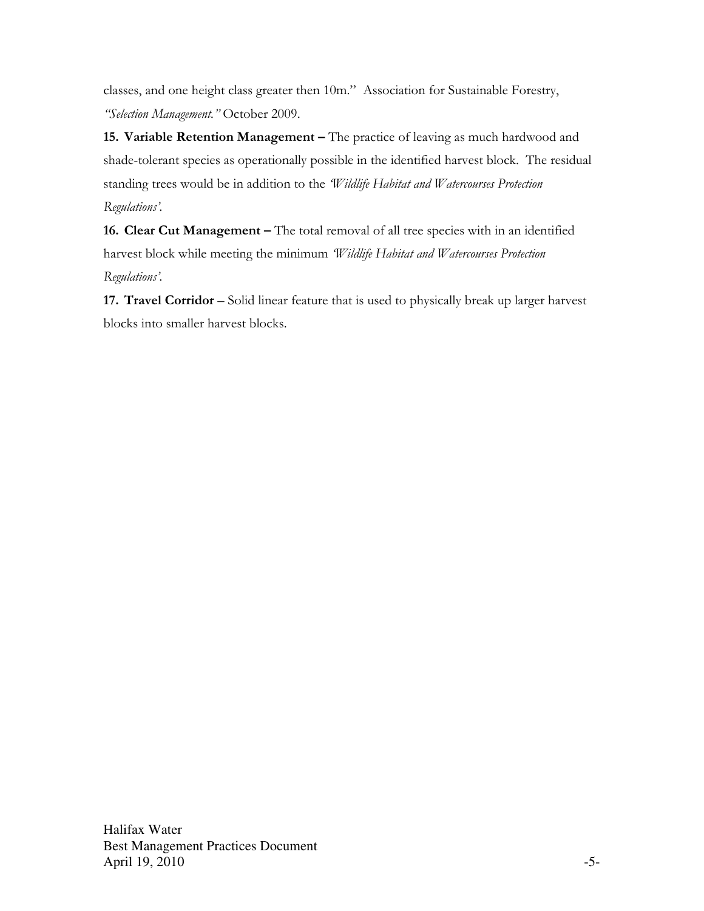classes, and one height class greater then 10m." Association for Sustainable Forestry, *"Selection Management."* October 2009.

**15. Variable Retention Management –** The practice of leaving as much hardwood and shade-tolerant species as operationally possible in the identified harvest block. The residual standing trees would be in addition to the *'Wildlife Habitat and Watercourses Protection Regulations'.*

**16. Clear Cut Management –** The total removal of all tree species with in an identified harvest block while meeting the minimum *'Wildlife Habitat and Watercourses Protection Regulations'.*

**17. Travel Corridor** – Solid linear feature that is used to physically break up larger harvest blocks into smaller harvest blocks.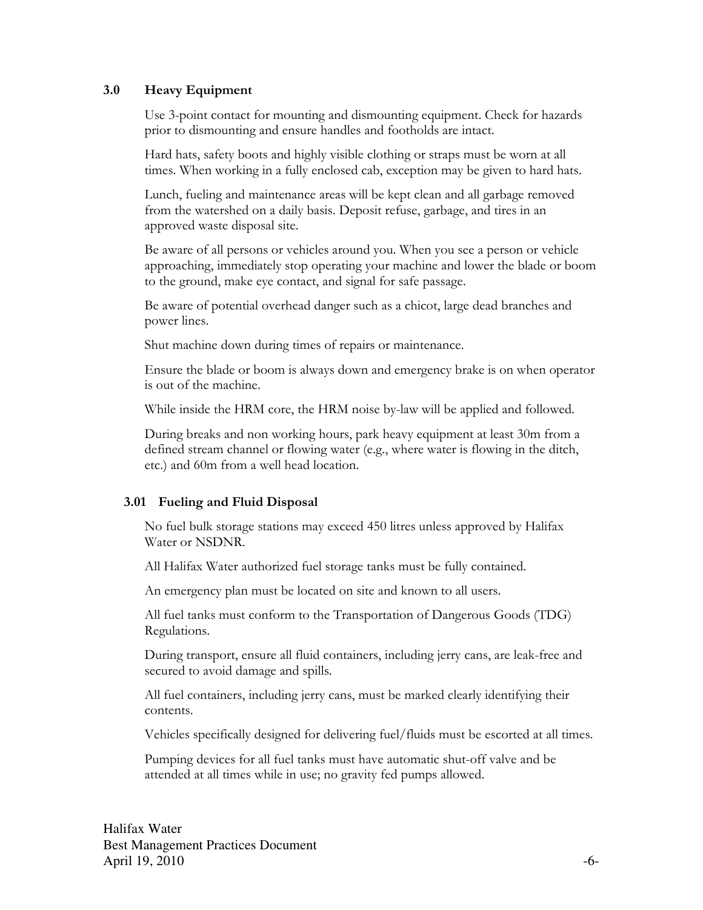## 3.0 Heavy Equipment

Use 3-point contact for mounting and dismounting equipment. Check for hazards prior to dismounting and ensure handles and footholds are intact.

Hard hats, safety boots and highly visible clothing or straps must be worn at all times. When working in a fully enclosed cab, exception may be given to hard hats.

Lunch, fueling and maintenance areas will be kept clean and all garbage removed from the watershed on a daily basis. Deposit refuse, garbage, and tires in an approved waste disposal site.

Be aware of all persons or vehicles around you. When you see a person or vehicle approaching, immediately stop operating your machine and lower the blade or boom to the ground, make eye contact, and signal for safe passage.

Be aware of potential overhead danger such as a chicot, large dead branches and power lines.

Shut machine down during times of repairs or maintenance.

Ensure the blade or boom is always down and emergency brake is on when operator is out of the machine.

While inside the HRM core, the HRM noise by-law will be applied and followed.

During breaks and non working hours, park heavy equipment at least 30m from a defined stream channel or flowing water (e.g., where water is flowing in the ditch, etc.) and 60m from a well head location.

### 3.01 Fueling and Fluid Disposal

No fuel bulk storage stations may exceed 450 litres unless approved by Halifax Water or NSDNR.

All Halifax Water authorized fuel storage tanks must be fully contained.

An emergency plan must be located on site and known to all users.

All fuel tanks must conform to the Transportation of Dangerous Goods (TDG) Regulations.

During transport, ensure all fluid containers, including jerry cans, are leak-free and secured to avoid damage and spills.

All fuel containers, including jerry cans, must be marked clearly identifying their contents.

Vehicles specifically designed for delivering fuel/fluids must be escorted at all times.

Pumping devices for all fuel tanks must have automatic shut-off valve and be attended at all times while in use; no gravity fed pumps allowed.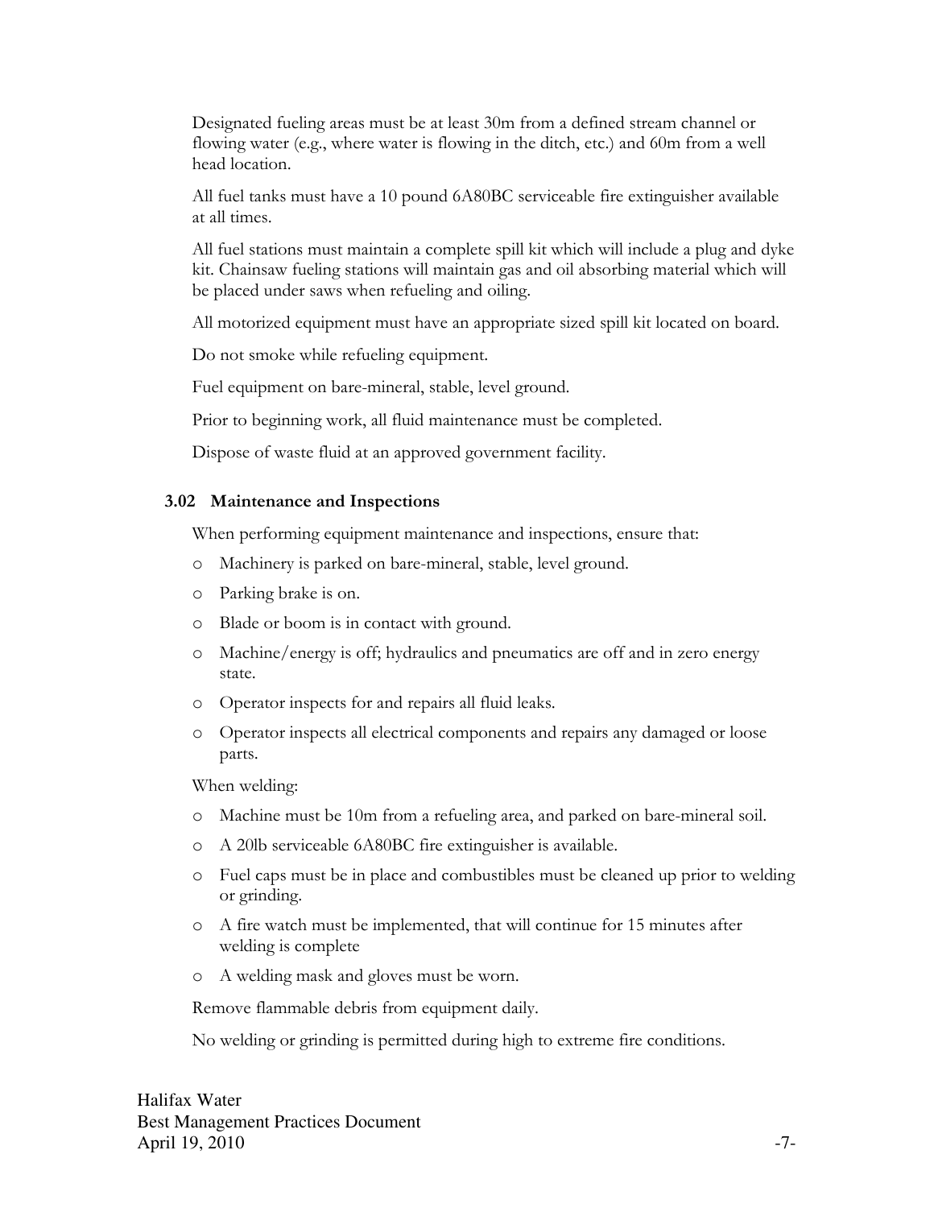Designated fueling areas must be at least 30m from a defined stream channel or flowing water (e.g., where water is flowing in the ditch, etc.) and 60m from a well head location.

All fuel tanks must have a 10 pound 6A80BC serviceable fire extinguisher available at all times.

All fuel stations must maintain a complete spill kit which will include a plug and dyke kit. Chainsaw fueling stations will maintain gas and oil absorbing material which will be placed under saws when refueling and oiling.

All motorized equipment must have an appropriate sized spill kit located on board.

Do not smoke while refueling equipment.

Fuel equipment on bare-mineral, stable, level ground.

Prior to beginning work, all fluid maintenance must be completed.

Dispose of waste fluid at an approved government facility.

### 3.02 Maintenance and Inspections

When performing equipment maintenance and inspections, ensure that:

- Machinery is parked on bare-mineral, stable, level ground.
- Parking brake is on.
- Blade or boom is in contact with ground.
- Machine/energy is off; hydraulics and pneumatics are off and in zero energy state.
- Operator inspects for and repairs all fluid leaks.
- Operator inspects all electrical components and repairs any damaged or loose parts.

When welding:

- Machine must be 10m from a refueling area, and parked on bare-mineral soil.
- A 20lb serviceable 6A80BC fire extinguisher is available.
- Fuel caps must be in place and combustibles must be cleaned up prior to welding or grinding.
- A fire watch must be implemented, that will continue for 15 minutes after welding is complete
- A welding mask and gloves must be worn.

Remove flammable debris from equipment daily.

No welding or grinding is permitted during high to extreme fire conditions.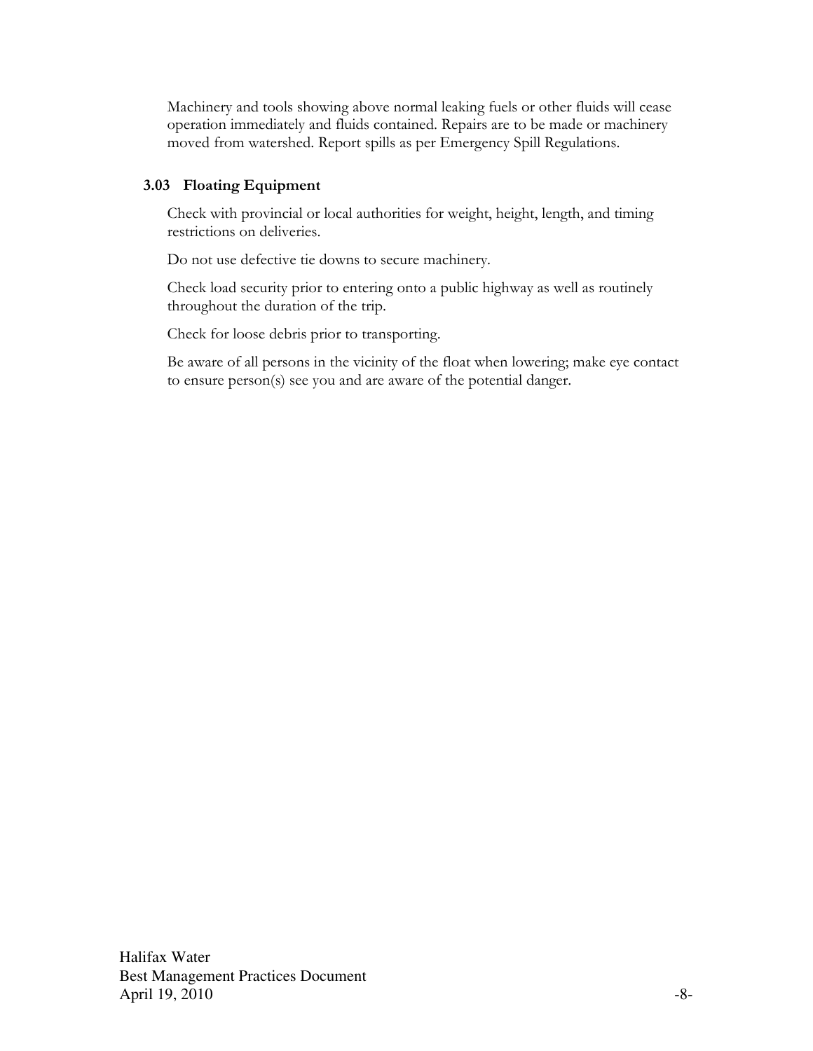Machinery and tools showing above normal leaking fuels or other fluids will cease operation immediately and fluids contained. Repairs are to be made or machinery moved from watershed. Report spills as per Emergency Spill Regulations.

### 3.03 Floating Equipment

Check with provincial or local authorities for weight, height, length, and timing restrictions on deliveries.

Do not use defective tie downs to secure machinery.

Check load security prior to entering onto a public highway as well as routinely throughout the duration of the trip.

Check for loose debris prior to transporting.

Be aware of all persons in the vicinity of the float when lowering; make eye contact to ensure person(s) see you and are aware of the potential danger.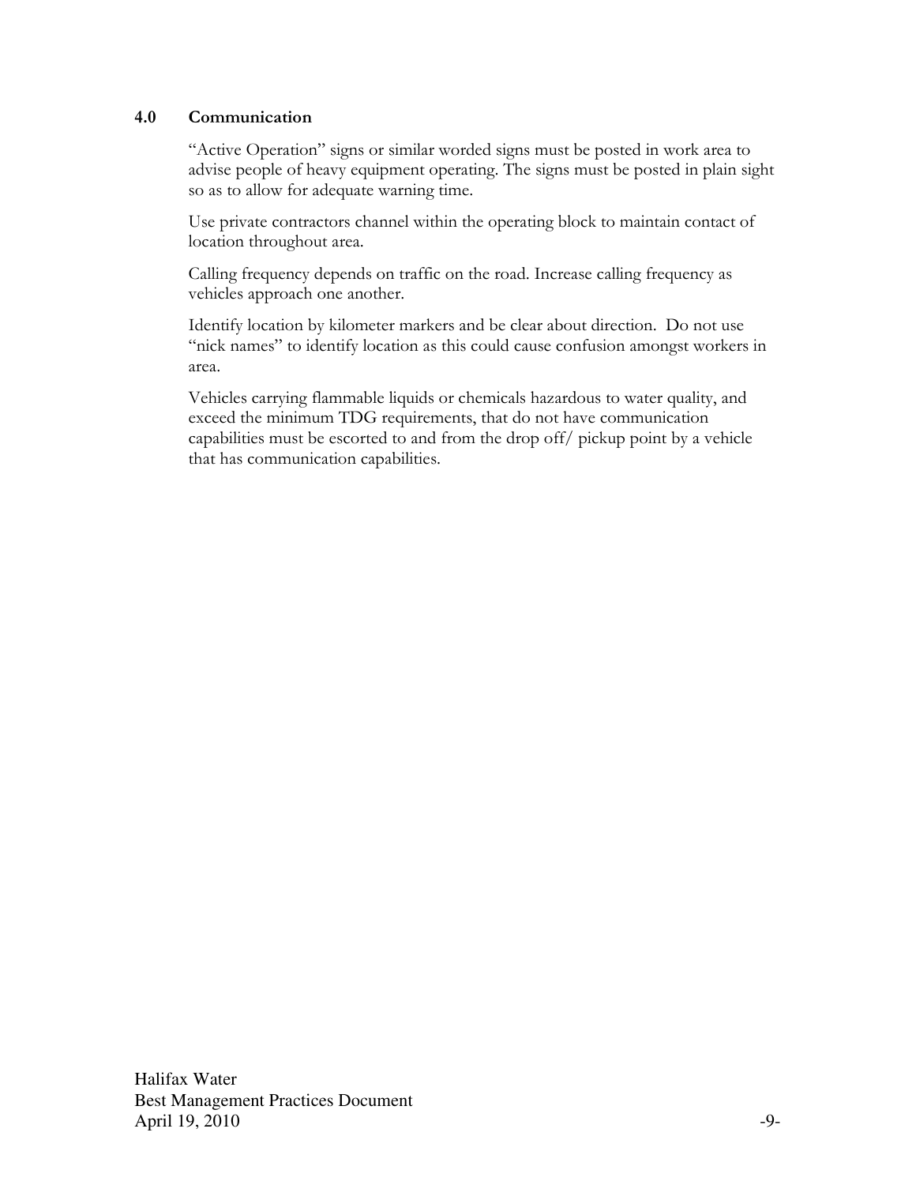## 4.0 Communication

"Active Operation" signs or similar worded signs must be posted in work area to advise people of heavy equipment operating. The signs must be posted in plain sight so as to allow for adequate warning time.

Use private contractors channel within the operating block to maintain contact of location throughout area.

Calling frequency depends on traffic on the road. Increase calling frequency as vehicles approach one another.

Identify location by kilometer markers and be clear about direction. Do not use "nick names" to identify location as this could cause confusion amongst workers in area.

Vehicles carrying flammable liquids or chemicals hazardous to water quality, and exceed the minimum TDG requirements, that do not have communication capabilities must be escorted to and from the drop off/ pickup point by a vehicle that has communication capabilities.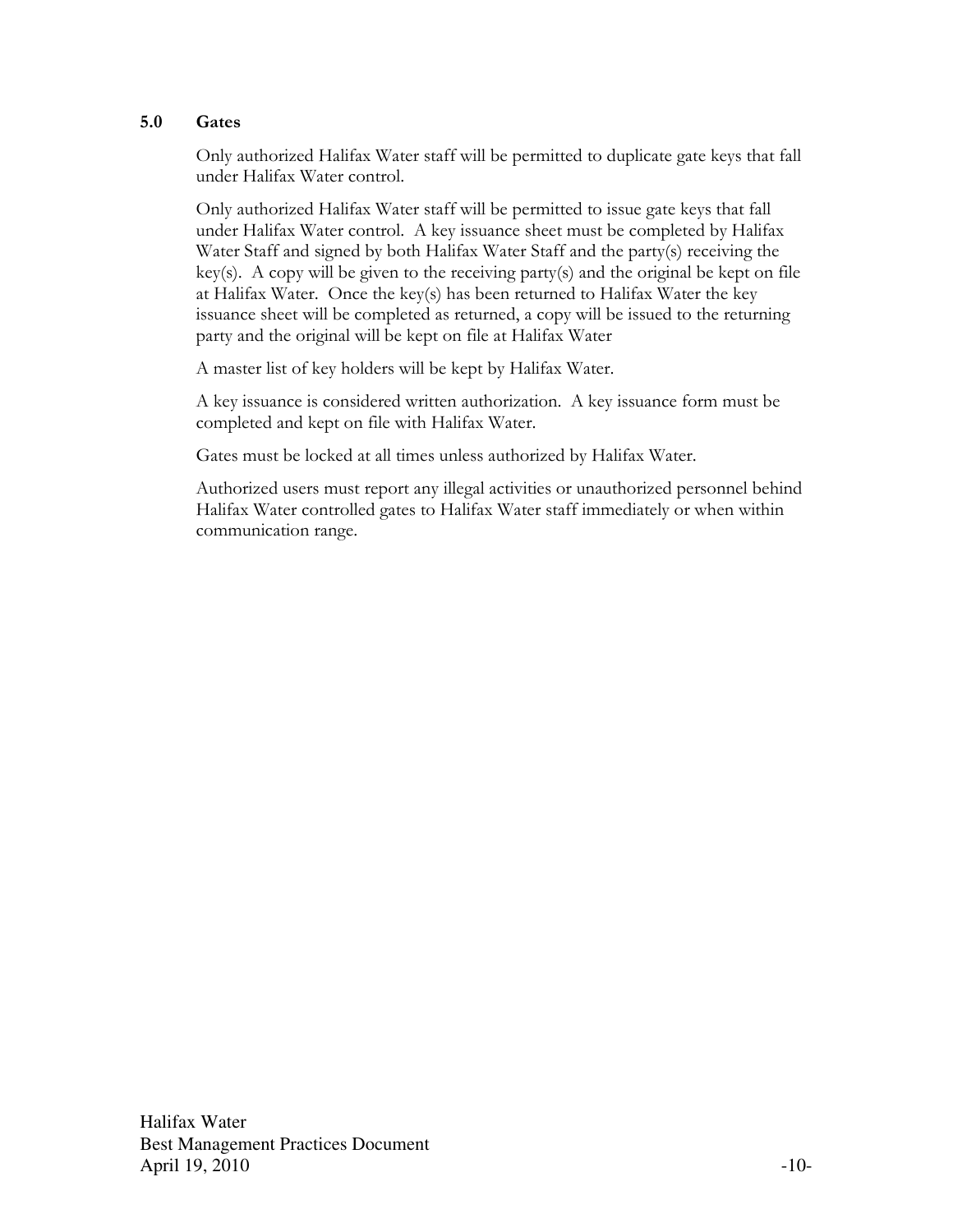## 5.0 Gates

Only authorized Halifax Water staff will be permitted to duplicate gate keys that fall under Halifax Water control.

Only authorized Halifax Water staff will be permitted to issue gate keys that fall under Halifax Water control. A key issuance sheet must be completed by Halifax Water Staff and signed by both Halifax Water Staff and the party(s) receiving the key(s). A copy will be given to the receiving party(s) and the original be kept on file at Halifax Water. Once the key(s) has been returned to Halifax Water the key issuance sheet will be completed as returned, a copy will be issued to the returning party and the original will be kept on file at Halifax Water

A master list of key holders will be kept by Halifax Water.

A key issuance is considered written authorization. A key issuance form must be completed and kept on file with Halifax Water.

Gates must be locked at all times unless authorized by Halifax Water.

Authorized users must report any illegal activities or unauthorized personnel behind Halifax Water controlled gates to Halifax Water staff immediately or when within communication range.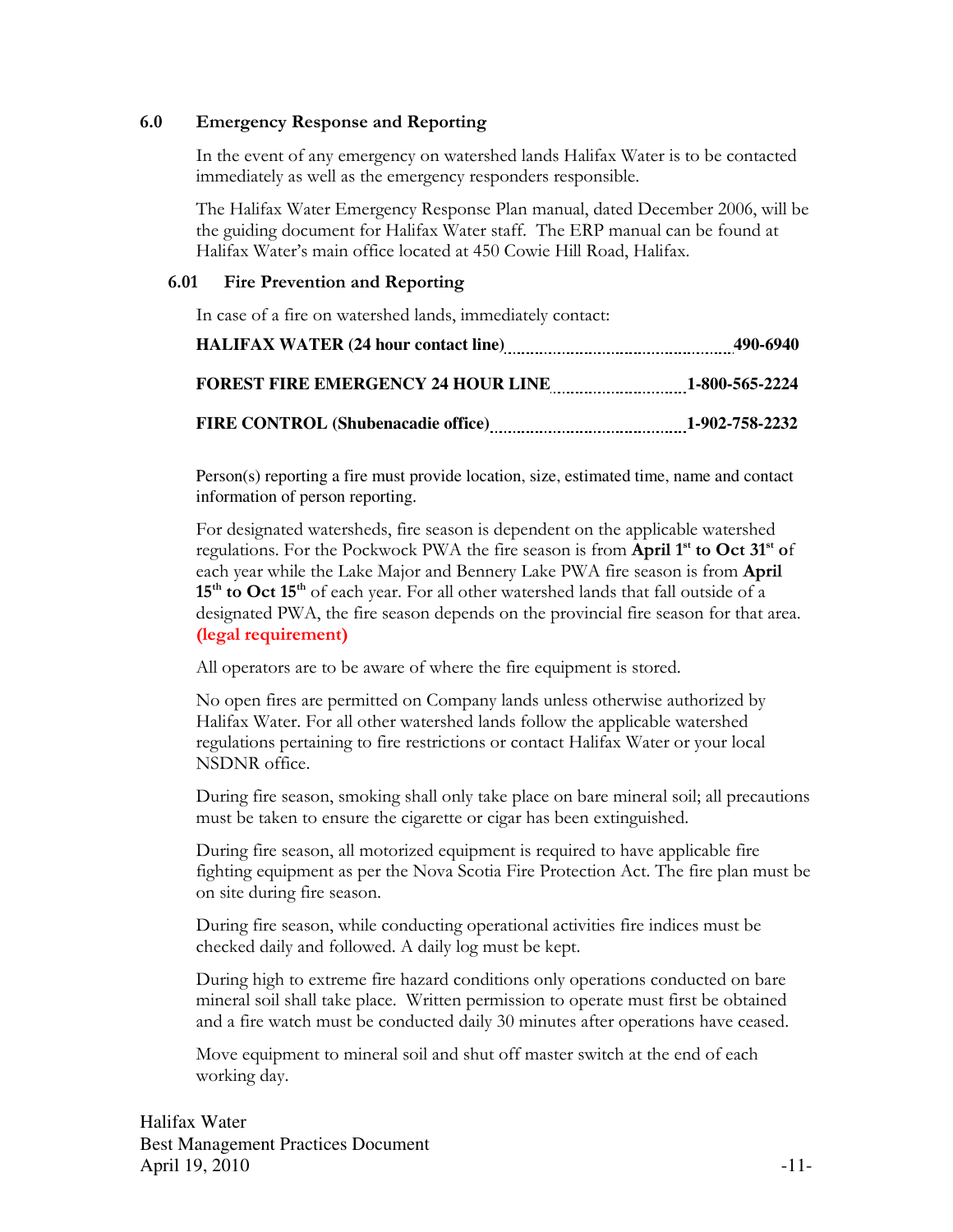## 6.0 Emergency Response and Reporting

In the event of any emergency on watershed lands Halifax Water is to be contacted immediately as well as the emergency responders responsible.

The Halifax Water Emergency Response Plan manual, dated December 2006, will be the guiding document for Halifax Water staff. The ERP manual can be found at Halifax Water's main office located at 450 Cowie Hill Road, Halifax.

### 6.01 Fire Prevention and Reporting

In case of a fire on watershed lands, immediately contact:

**HALIFAX WATER (24 hour contact line)**........................................**490-6940**

**FOREST FIRE EMERGENCY 24 HOUR LINE**........................**1-800-565-2224**

**FIRE CONTROL (Shubenacadie office)**................................**1-902-758-2232**

Person(s) reporting a fire must provide location, size, estimated time, name and contact information of person reporting.

For designated watersheds, fire season is dependent on the applicable watershed regulations. For the Pockwock PWA the fire season is from **April 1st to Oct 31st o**f each year while the Lake Major and Bennery Lake PWA fire season is from **April 15th to Oct 15th** of each year. For all other watershed lands that fall outside of a designated PWA, the fire season depends on the provincial fire season for that area. **(legal requirement)**

All operators are to be aware of where the fire equipment is stored.

No open fires are permitted on Company lands unless otherwise authorized by Halifax Water. For all other watershed lands follow the applicable watershed regulations pertaining to fire restrictions or contact Halifax Water or your local NSDNR office.

During fire season, smoking shall only take place on bare mineral soil; all precautions must be taken to ensure the cigarette or cigar has been extinguished.

During fire season, all motorized equipment is required to have applicable fire fighting equipment as per the Nova Scotia Fire Protection Act. The fire plan must be on site during fire season.

During fire season, while conducting operational activities fire indices must be checked daily and followed. A daily log must be kept.

During high to extreme fire hazard conditions only operations conducted on bare mineral soil shall take place. Written permission to operate must first be obtained and a fire watch must be conducted daily 30 minutes after operations have ceased.

Move equipment to mineral soil and shut off master switch at the end of each working day.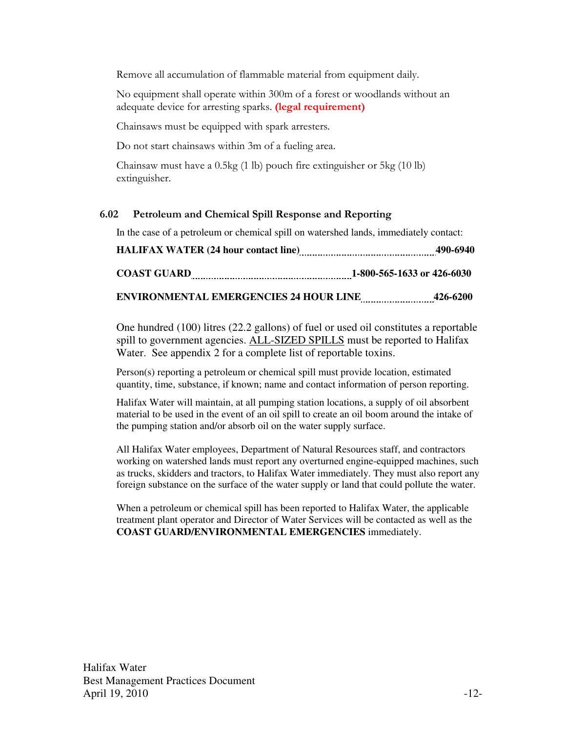Remove all accumulation of flammable material from equipment daily.

No equipment shall operate within 300m of a forest or woodlands without an adequate device for arresting sparks. **(legal requirement)**

Chainsaws must be equipped with spark arresters.

Do not start chainsaws within 3m of a fueling area.

Chainsaw must have a 0.5kg (1 lb) pouch fire extinguisher or 5kg (10 lb) extinguisher.

## 6.02 Petroleum and Chemical Spill Response and Reporting

In the case of a petroleum or chemical spill on watershed lands, immediately contact:

**HALIFAX WATER (24 hour contact line)** .................................................. **490-6940**

**COAST GUARD** .......................................................... **1-800-565-1633 or 426-6030**

**ENVIRONMENTAL EMERGENCIES 24 HOUR LINE** .......................... **426-6200**

One hundred (100) litres (22.2 gallons) of fuel or used oil constitutes a reportable spill to government agencies. ALL-SIZED SPILLS must be reported to Halifax Water. See appendix 2 for a complete list of reportable toxins.

Person(s) reporting a petroleum or chemical spill must provide location, estimated quantity, time, substance, if known; name and contact information of person reporting.

Halifax Water will maintain, at all pumping station locations, a supply of oil absorbent material to be used in the event of an oil spill to create an oil boom around the intake of the pumping station and/or absorb oil on the water supply surface.

All Halifax Water employees, Department of Natural Resources staff, and contractors working on watershed lands must report any overturned engine-equipped machines, such as trucks, skidders and tractors, to Halifax Water immediately. They must also report any foreign substance on the surface of the water supply or land that could pollute the water.

When a petroleum or chemical spill has been reported to Halifax Water, the applicable treatment plant operator and Director of Water Services will be contacted as well as the **COAST GUARD/ENVIRONMENTAL EMERGENCIES** immediately.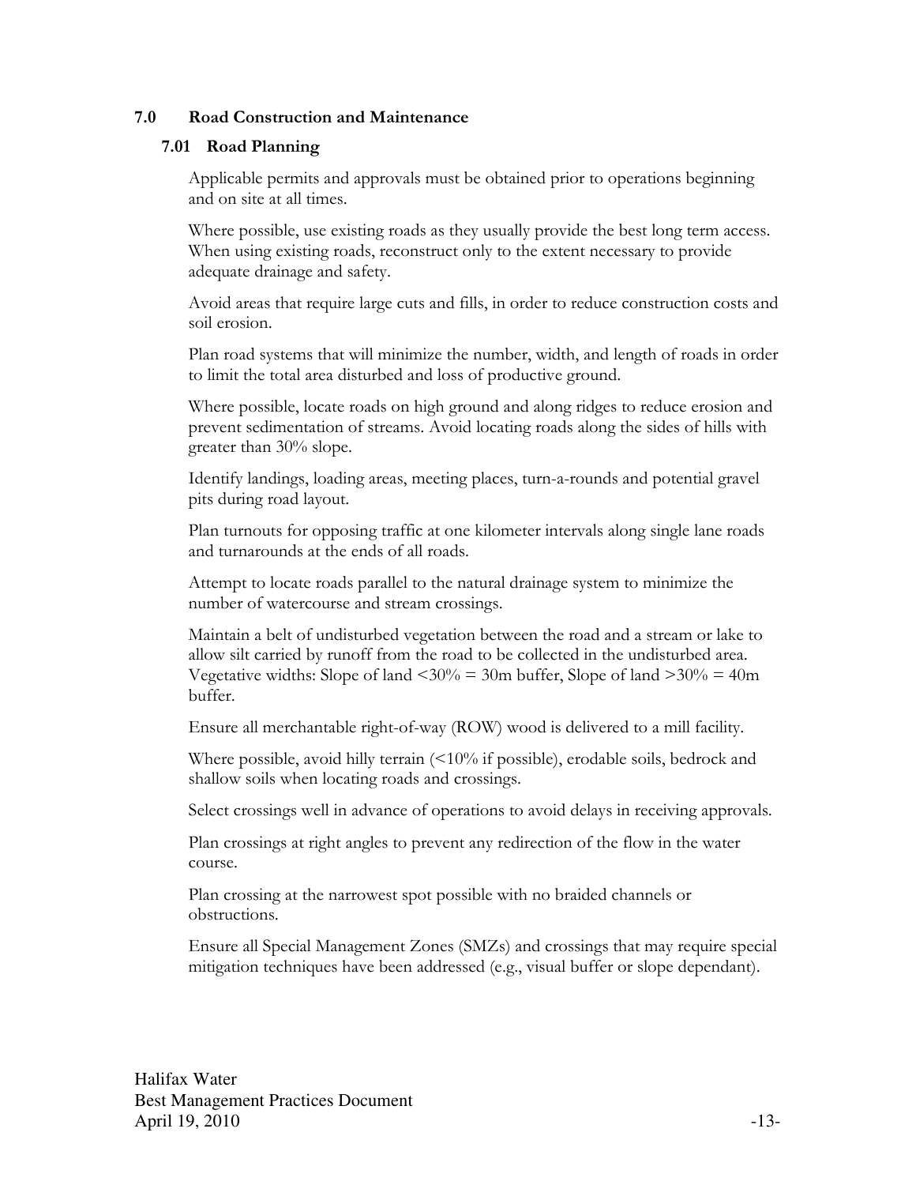## 7.0 Road Construction and Maintenance

### 7.01 Road Planning

Applicable permits and approvals must be obtained prior to operations beginning and on site at all times.

Where possible, use existing roads as they usually provide the best long term access. When using existing roads, reconstruct only to the extent necessary to provide adequate drainage and safety.

Avoid areas that require large cuts and fills, in order to reduce construction costs and soil erosion.

Plan road systems that will minimize the number, width, and length of roads in order to limit the total area disturbed and loss of productive ground.

Where possible, locate roads on high ground and along ridges to reduce erosion and prevent sedimentation of streams. Avoid locating roads along the sides of hills with greater than 30% slope.

Identify landings, loading areas, meeting places, turn-a-rounds and potential gravel pits during road layout.

Plan turnouts for opposing traffic at one kilometer intervals along single lane roads and turnarounds at the ends of all roads.

Attempt to locate roads parallel to the natural drainage system to minimize the number of watercourse and stream crossings.

Maintain a belt of undisturbed vegetation between the road and a stream or lake to allow silt carried by runoff from the road to be collected in the undisturbed area. Vegetative widths: Slope of land <30% = 30m buffer, Slope of land >30% = 40m buffer.

Ensure all merchantable right-of-way (ROW) wood is delivered to a mill facility.

Where possible, avoid hilly terrain (<10% if possible), erodable soils, bedrock and shallow soils when locating roads and crossings.

Select crossings well in advance of operations to avoid delays in receiving approvals.

Plan crossings at right angles to prevent any redirection of the flow in the water course.

Plan crossing at the narrowest spot possible with no braided channels or obstructions.

Ensure all Special Management Zones (SMZs) and crossings that may require special mitigation techniques have been addressed (e.g., visual buffer or slope dependant).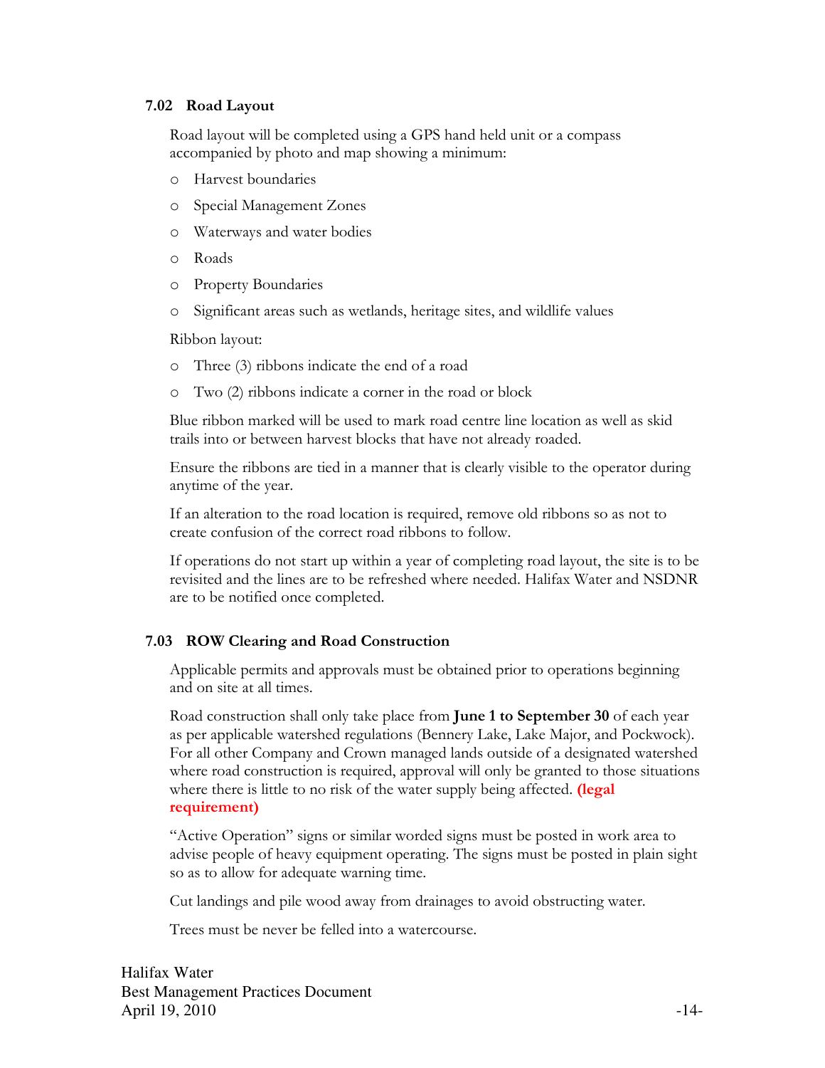### 7.02 Road Layout

Road layout will be completed using a GPS hand held unit or a compass accompanied by photo and map showing a minimum:

- Harvest boundaries
- Special Management Zones
- Waterways and water bodies
- Roads
- Property Boundaries
- Significant areas such as wetlands, heritage sites, and wildlife values

Ribbon layout:

- Three (3) ribbons indicate the end of a road
- Two (2) ribbons indicate a corner in the road or block

Blue ribbon marked will be used to mark road centre line location as well as skid trails into or between harvest blocks that have not already roaded.

Ensure the ribbons are tied in a manner that is clearly visible to the operator during anytime of the year.

If an alteration to the road location is required, remove old ribbons so as not to create confusion of the correct road ribbons to follow.

If operations do not start up within a year of completing road layout, the site is to be revisited and the lines are to be refreshed where needed. Halifax Water and NSDNR are to be notified once completed.

### 7.03 ROW Clearing and Road Construction

Applicable permits and approvals must be obtained prior to operations beginning and on site at all times.

Road construction shall only take place from **June 1 to September 30** of each year as per applicable watershed regulations (Bennery Lake, Lake Major, and Pockwock). For all other Company and Crown managed lands outside of a designated watershed where road construction is required, approval will only be granted to those situations where there is little to no risk of the water supply being affected. **(legal requirement)**

"Active Operation" signs or similar worded signs must be posted in work area to advise people of heavy equipment operating. The signs must be posted in plain sight so as to allow for adequate warning time.

Cut landings and pile wood away from drainages to avoid obstructing water.

Trees must be never be felled into a watercourse.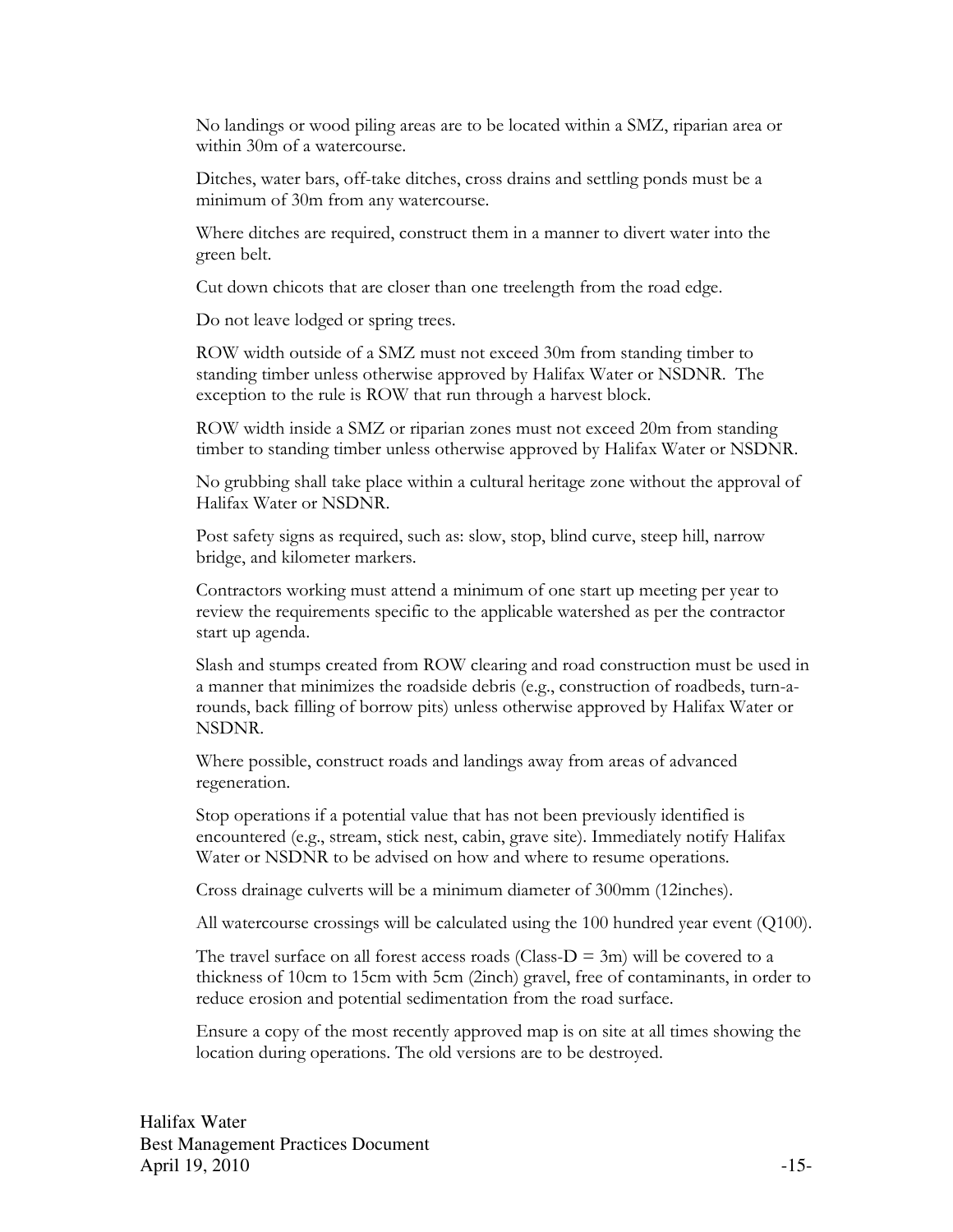No landings or wood piling areas are to be located within a SMZ, riparian area or within 30m of a watercourse.

Ditches, water bars, off-take ditches, cross drains and settling ponds must be a minimum of 30m from any watercourse.

Where ditches are required, construct them in a manner to divert water into the green belt.

Cut down chicots that are closer than one treelength from the road edge.

Do not leave lodged or spring trees.

ROW width outside of a SMZ must not exceed 30m from standing timber to standing timber unless otherwise approved by Halifax Water or NSDNR. The exception to the rule is ROW that run through a harvest block.

ROW width inside a SMZ or riparian zones must not exceed 20m from standing timber to standing timber unless otherwise approved by Halifax Water or NSDNR.

No grubbing shall take place within a cultural heritage zone without the approval of Halifax Water or NSDNR.

Post safety signs as required, such as: slow, stop, blind curve, steep hill, narrow bridge, and kilometer markers.

Contractors working must attend a minimum of one start up meeting per year to review the requirements specific to the applicable watershed as per the contractor start up agenda.

Slash and stumps created from ROW clearing and road construction must be used in a manner that minimizes the roadside debris (e.g., construction of roadbeds, turn-a-rounds, back filling of borrow pits) unless otherwise approved by Halifax Water or NSDNR.

Where possible, construct roads and landings away from areas of advanced regeneration.

Stop operations if a potential value that has not been previously identified is encountered (e.g., stream, stick nest, cabin, grave site). Immediately notify Halifax Water or NSDNR to be advised on how and where to resume operations.

Cross drainage culverts will be a minimum diameter of 300mm (12inches).

All watercourse crossings will be calculated using the 100 hundred year event (Q100).

The travel surface on all forest access roads (Class-D = 3m) will be covered to a thickness of 10cm to 15cm with 5cm (2inch) gravel, free of contaminants, in order to reduce erosion and potential sedimentation from the road surface.

Ensure a copy of the most recently approved map is on site at all times showing the location during operations. The old versions are to be destroyed.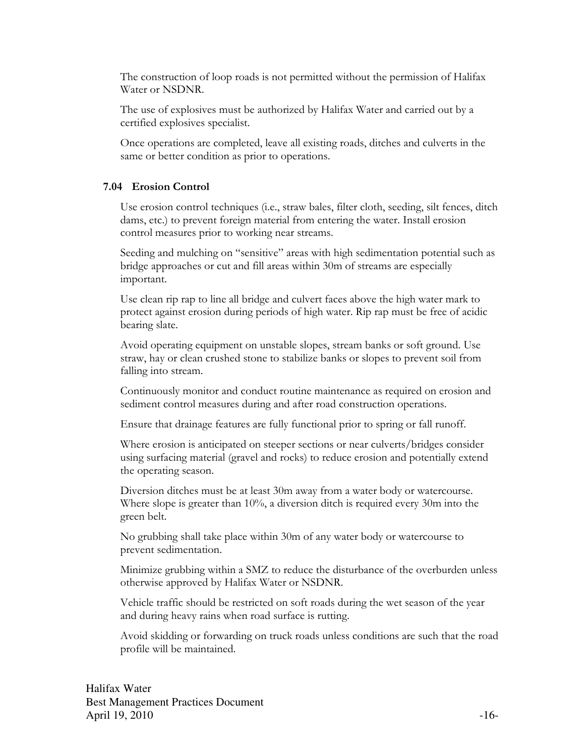The construction of loop roads is not permitted without the permission of Halifax Water or NSDNR.

The use of explosives must be authorized by Halifax Water and carried out by a certified explosives specialist.

Once operations are completed, leave all existing roads, ditches and culverts in the same or better condition as prior to operations.

### 7.04 Erosion Control

Use erosion control techniques (i.e., straw bales, filter cloth, seeding, silt fences, ditch dams, etc.) to prevent foreign material from entering the water. Install erosion control measures prior to working near streams.

Seeding and mulching on "sensitive" areas with high sedimentation potential such as bridge approaches or cut and fill areas within 30m of streams are especially important.

Use clean rip rap to line all bridge and culvert faces above the high water mark to protect against erosion during periods of high water. Rip rap must be free of acidic bearing slate.

Avoid operating equipment on unstable slopes, stream banks or soft ground. Use straw, hay or clean crushed stone to stabilize banks or slopes to prevent soil from falling into stream.

Continuously monitor and conduct routine maintenance as required on erosion and sediment control measures during and after road construction operations.

Ensure that drainage features are fully functional prior to spring or fall runoff.

Where erosion is anticipated on steeper sections or near culverts/bridges consider using surfacing material (gravel and rocks) to reduce erosion and potentially extend the operating season.

Diversion ditches must be at least 30m away from a water body or watercourse. Where slope is greater than 10%, a diversion ditch is required every 30m into the green belt.

No grubbing shall take place within 30m of any water body or watercourse to prevent sedimentation.

Minimize grubbing within a SMZ to reduce the disturbance of the overburden unless otherwise approved by Halifax Water or NSDNR.

Vehicle traffic should be restricted on soft roads during the wet season of the year and during heavy rains when road surface is rutting.

Avoid skidding or forwarding on truck roads unless conditions are such that the road profile will be maintained.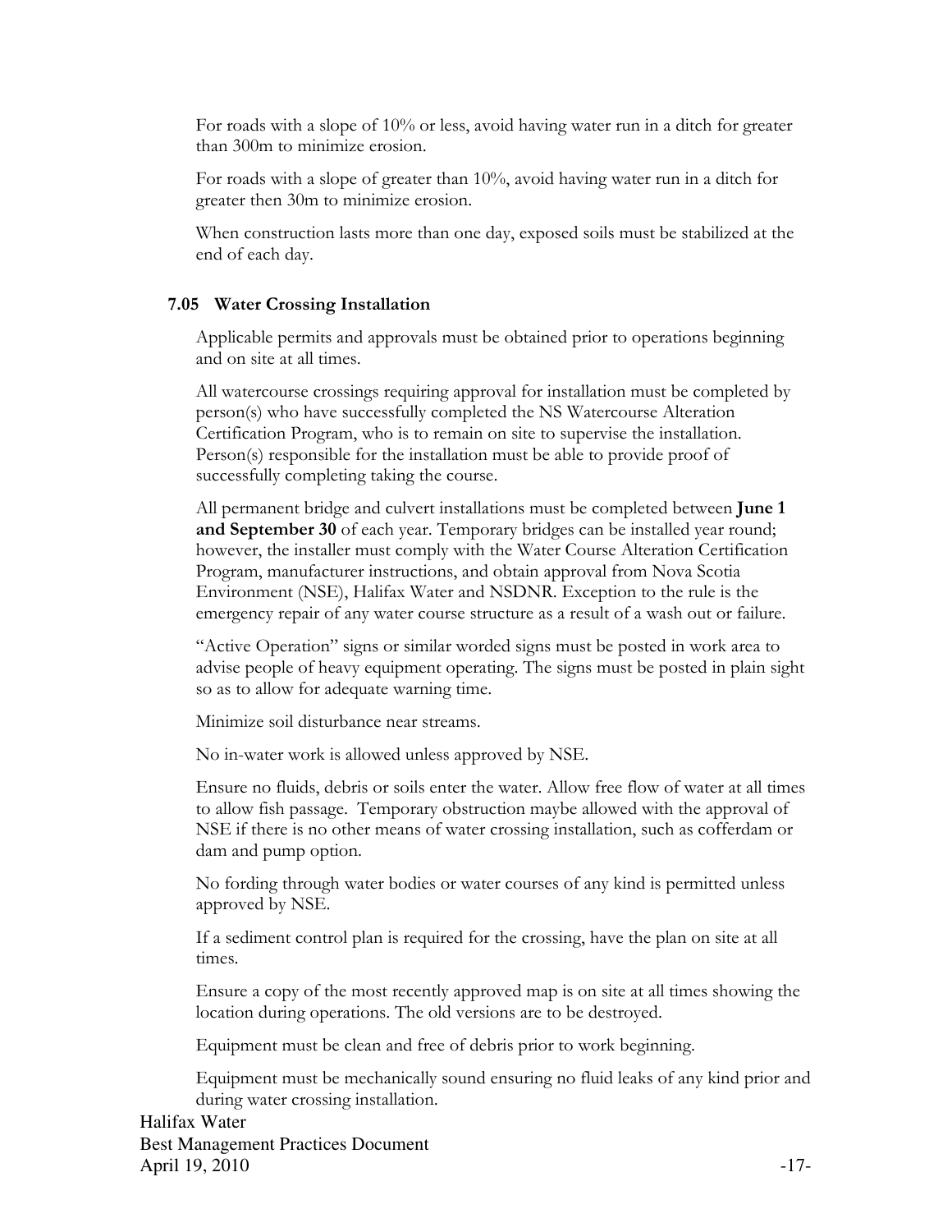For roads with a slope of 10% or less, avoid having water run in a ditch for greater than 300m to minimize erosion.

For roads with a slope of greater than 10%, avoid having water run in a ditch for greater then 30m to minimize erosion.

When construction lasts more than one day, exposed soils must be stabilized at the end of each day.

### 7.05 Water Crossing Installation

Applicable permits and approvals must be obtained prior to operations beginning and on site at all times.

All watercourse crossings requiring approval for installation must be completed by person(s) who have successfully completed the NS Watercourse Alteration Certification Program, who is to remain on site to supervise the installation. Person(s) responsible for the installation must be able to provide proof of successfully completing taking the course.

All permanent bridge and culvert installations must be completed between **June 1 and September 30** of each year. Temporary bridges can be installed year round; however, the installer must comply with the Water Course Alteration Certification Program, manufacturer instructions, and obtain approval from Nova Scotia Environment (NSE), Halifax Water and NSDNR. Exception to the rule is the emergency repair of any water course structure as a result of a wash out or failure.

"Active Operation" signs or similar worded signs must be posted in work area to advise people of heavy equipment operating. The signs must be posted in plain sight so as to allow for adequate warning time.

Minimize soil disturbance near streams.

No in-water work is allowed unless approved by NSE.

Ensure no fluids, debris or soils enter the water. Allow free flow of water at all times to allow fish passage. Temporary obstruction maybe allowed with the approval of NSE if there is no other means of water crossing installation, such as cofferdam or dam and pump option.

No fording through water bodies or water courses of any kind is permitted unless approved by NSE.

If a sediment control plan is required for the crossing, have the plan on site at all times.

Ensure a copy of the most recently approved map is on site at all times showing the location during operations. The old versions are to be destroyed.

Equipment must be clean and free of debris prior to work beginning.

Equipment must be mechanically sound ensuring no fluid leaks of any kind prior and during water crossing installation.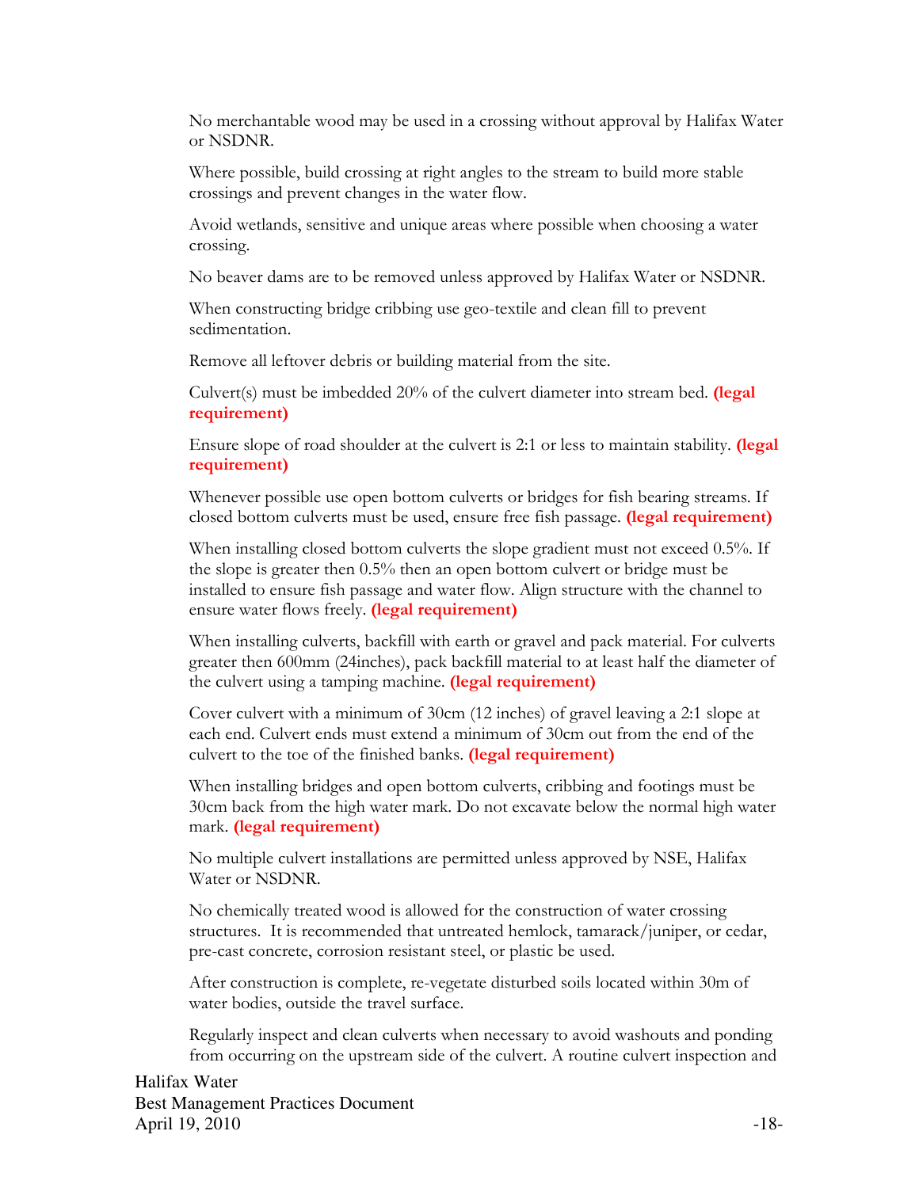No merchantable wood may be used in a crossing without approval by Halifax Water or NSDNR.

Where possible, build crossing at right angles to the stream to build more stable crossings and prevent changes in the water flow.

Avoid wetlands, sensitive and unique areas where possible when choosing a water crossing.

No beaver dams are to be removed unless approved by Halifax Water or NSDNR.

When constructing bridge cribbing use geo-textile and clean fill to prevent sedimentation.

Remove all leftover debris or building material from the site.

Culvert(s) must be imbedded 20% of the culvert diameter into stream bed. **(legal requirement)**

Ensure slope of road shoulder at the culvert is 2:1 or less to maintain stability. **(legal requirement)**

Whenever possible use open bottom culverts or bridges for fish bearing streams. If closed bottom culverts must be used, ensure free fish passage. **(legal requirement)**

When installing closed bottom culverts the slope gradient must not exceed 0.5%. If the slope is greater then 0.5% then an open bottom culvert or bridge must be installed to ensure fish passage and water flow. Align structure with the channel to ensure water flows freely. **(legal requirement)**

When installing culverts, backfill with earth or gravel and pack material. For culverts greater then 600mm (24inches), pack backfill material to at least half the diameter of the culvert using a tamping machine. **(legal requirement)**

Cover culvert with a minimum of 30cm (12 inches) of gravel leaving a 2:1 slope at each end. Culvert ends must extend a minimum of 30cm out from the end of the culvert to the toe of the finished banks. **(legal requirement)**

When installing bridges and open bottom culverts, cribbing and footings must be 30cm back from the high water mark. Do not excavate below the normal high water mark. **(legal requirement)**

No multiple culvert installations are permitted unless approved by NSE, Halifax Water or NSDNR.

No chemically treated wood is allowed for the construction of water crossing structures. It is recommended that untreated hemlock, tamarack/juniper, or cedar, pre-cast concrete, corrosion resistant steel, or plastic be used.

After construction is complete, re-vegetate disturbed soils located within 30m of water bodies, outside the travel surface.

Regularly inspect and clean culverts when necessary to avoid washouts and ponding from occurring on the upstream side of the culvert. A routine culvert inspection and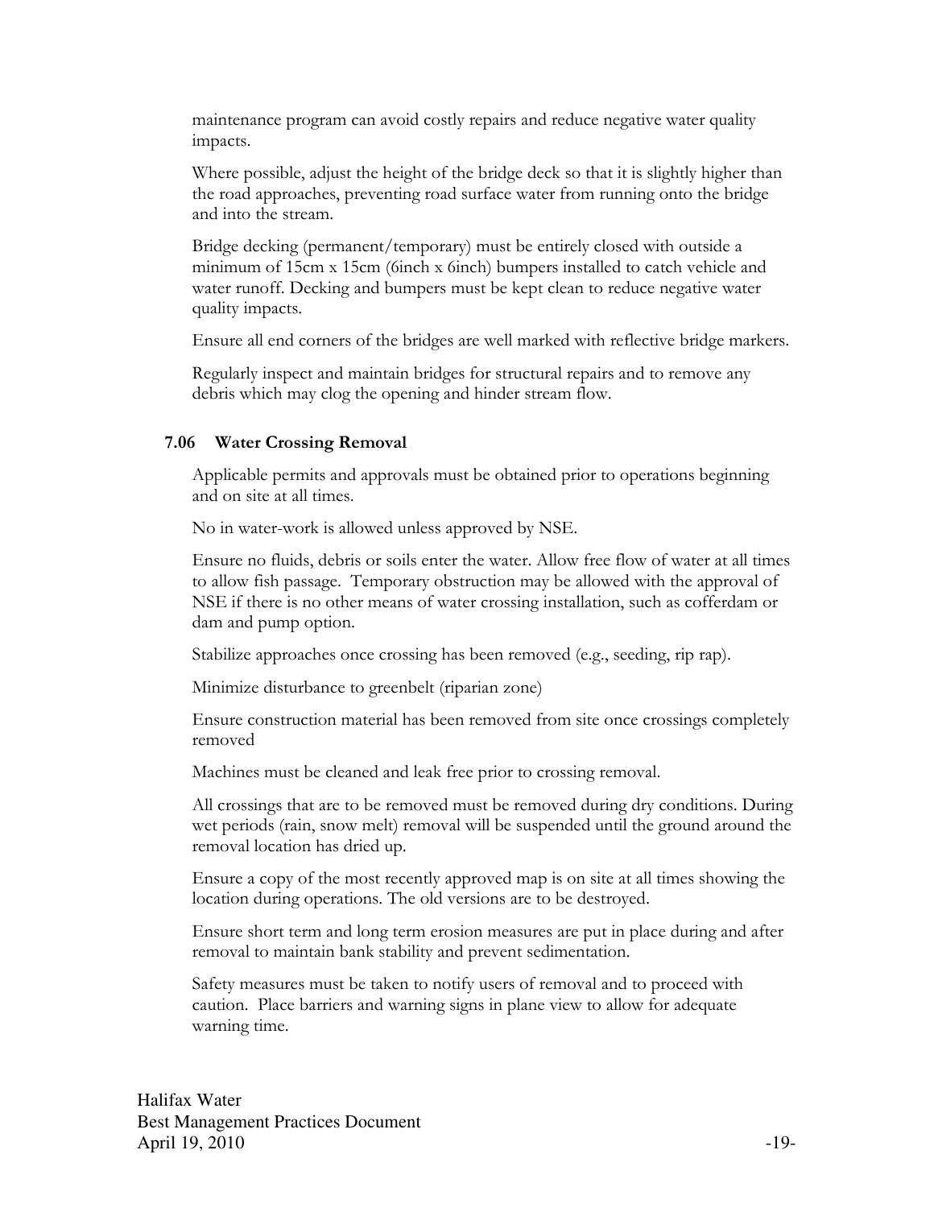maintenance program can avoid costly repairs and reduce negative water quality impacts.

Where possible, adjust the height of the bridge deck so that it is slightly higher than the road approaches, preventing road surface water from running onto the bridge and into the stream.

Bridge decking (permanent/temporary) must be entirely closed with outside a minimum of 15cm x 15cm (6inch x 6inch) bumpers installed to catch vehicle and water runoff. Decking and bumpers must be kept clean to reduce negative water quality impacts.

Ensure all end corners of the bridges are well marked with reflective bridge markers.

Regularly inspect and maintain bridges for structural repairs and to remove any debris which may clog the opening and hinder stream flow.

### 7.06 Water Crossing Removal

Applicable permits and approvals must be obtained prior to operations beginning and on site at all times.

No in water-work is allowed unless approved by NSE.

Ensure no fluids, debris or soils enter the water. Allow free flow of water at all times to allow fish passage. Temporary obstruction may be allowed with the approval of NSE if there is no other means of water crossing installation, such as cofferdam or dam and pump option.

Stabilize approaches once crossing has been removed (e.g., seeding, rip rap).

Minimize disturbance to greenbelt (riparian zone)

Ensure construction material has been removed from site once crossings completely removed

Machines must be cleaned and leak free prior to crossing removal.

All crossings that are to be removed must be removed during dry conditions. During wet periods (rain, snow melt) removal will be suspended until the ground around the removal location has dried up.

Ensure a copy of the most recently approved map is on site at all times showing the location during operations. The old versions are to be destroyed.

Ensure short term and long term erosion measures are put in place during and after removal to maintain bank stability and prevent sedimentation.

Safety measures must be taken to notify users of removal and to proceed with caution. Place barriers and warning signs in plane view to allow for adequate warning time.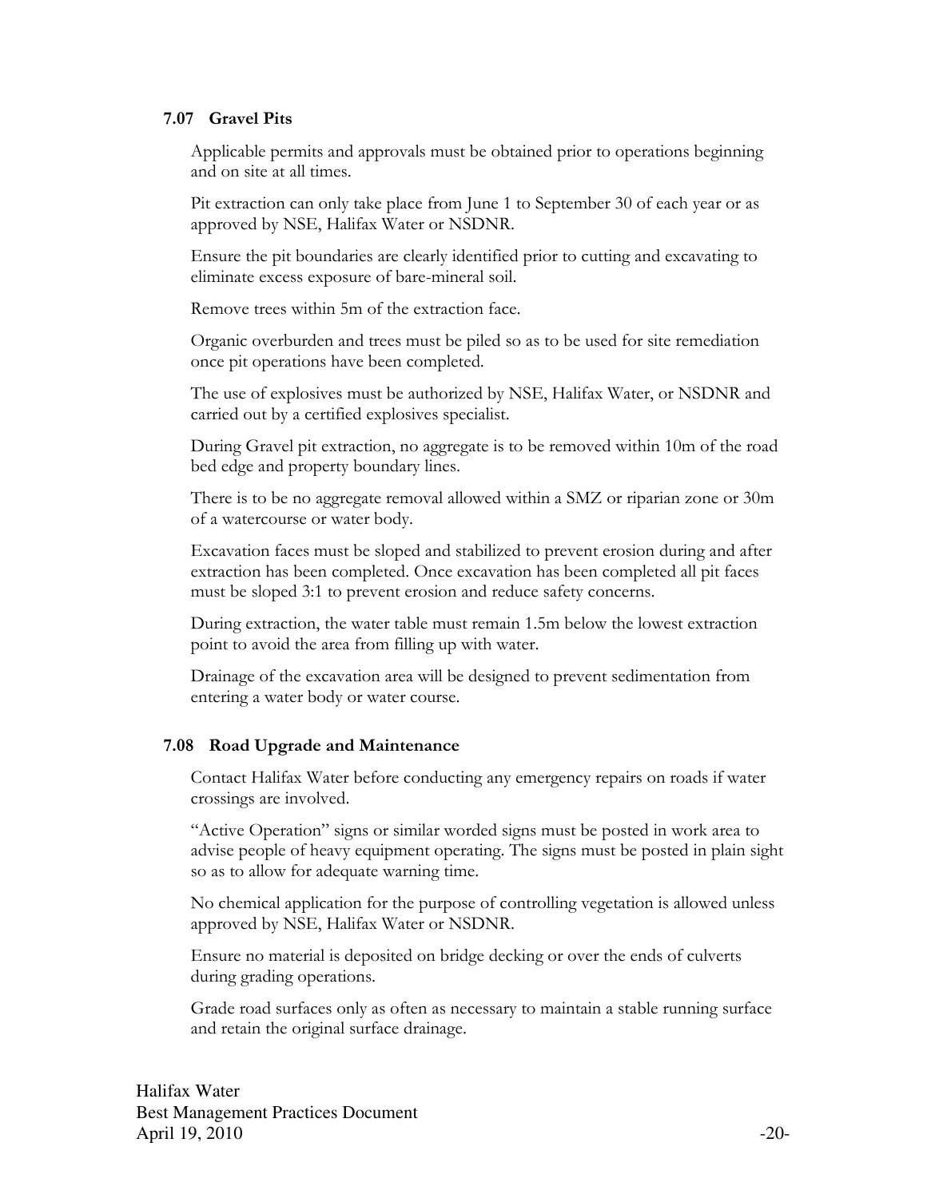### 7.07 Gravel Pits

Applicable permits and approvals must be obtained prior to operations beginning and on site at all times.

Pit extraction can only take place from June 1 to September 30 of each year or as approved by NSE, Halifax Water or NSDNR.

Ensure the pit boundaries are clearly identified prior to cutting and excavating to eliminate excess exposure of bare-mineral soil.

Remove trees within 5m of the extraction face.

Organic overburden and trees must be piled so as to be used for site remediation once pit operations have been completed.

The use of explosives must be authorized by NSE, Halifax Water, or NSDNR and carried out by a certified explosives specialist.

During Gravel pit extraction, no aggregate is to be removed within 10m of the road bed edge and property boundary lines.

There is to be no aggregate removal allowed within a SMZ or riparian zone or 30m of a watercourse or water body.

Excavation faces must be sloped and stabilized to prevent erosion during and after extraction has been completed. Once excavation has been completed all pit faces must be sloped 3:1 to prevent erosion and reduce safety concerns.

During extraction, the water table must remain 1.5m below the lowest extraction point to avoid the area from filling up with water.

Drainage of the excavation area will be designed to prevent sedimentation from entering a water body or water course.

### 7.08 Road Upgrade and Maintenance

Contact Halifax Water before conducting any emergency repairs on roads if water crossings are involved.

"Active Operation" signs or similar worded signs must be posted in work area to advise people of heavy equipment operating. The signs must be posted in plain sight so as to allow for adequate warning time.

No chemical application for the purpose of controlling vegetation is allowed unless approved by NSE, Halifax Water or NSDNR.

Ensure no material is deposited on bridge decking or over the ends of culverts during grading operations.

Grade road surfaces only as often as necessary to maintain a stable running surface and retain the original surface drainage.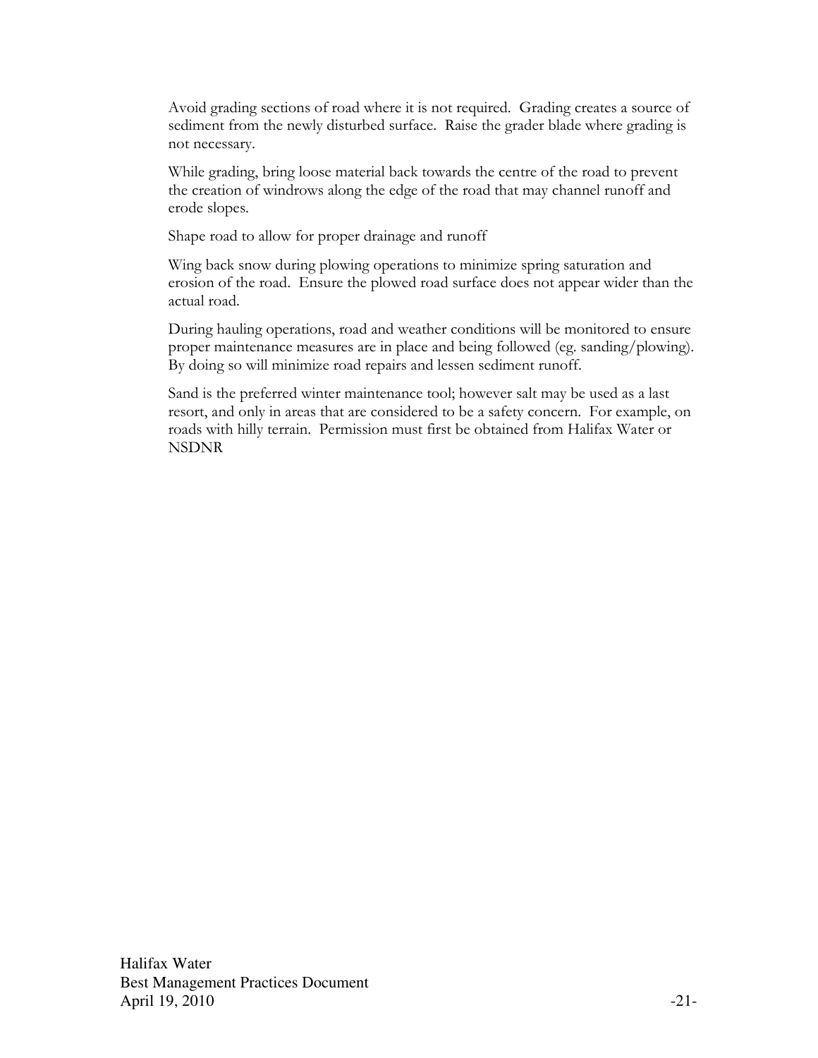Avoid grading sections of road where it is not required. Grading creates a source of sediment from the newly disturbed surface. Raise the grader blade where grading is not necessary.

While grading, bring loose material back towards the centre of the road to prevent the creation of windrows along the edge of the road that may channel runoff and erode slopes.

Shape road to allow for proper drainage and runoff

Wing back snow during plowing operations to minimize spring saturation and erosion of the road. Ensure the plowed road surface does not appear wider than the actual road.

During hauling operations, road and weather conditions will be monitored to ensure proper maintenance measures are in place and being followed (eg. sanding/plowing). By doing so will minimize road repairs and lessen sediment runoff.

Sand is the preferred winter maintenance tool; however salt may be used as a last resort, and only in areas that are considered to be a safety concern. For example, on roads with hilly terrain. Permission must first be obtained from Halifax Water or NSDNR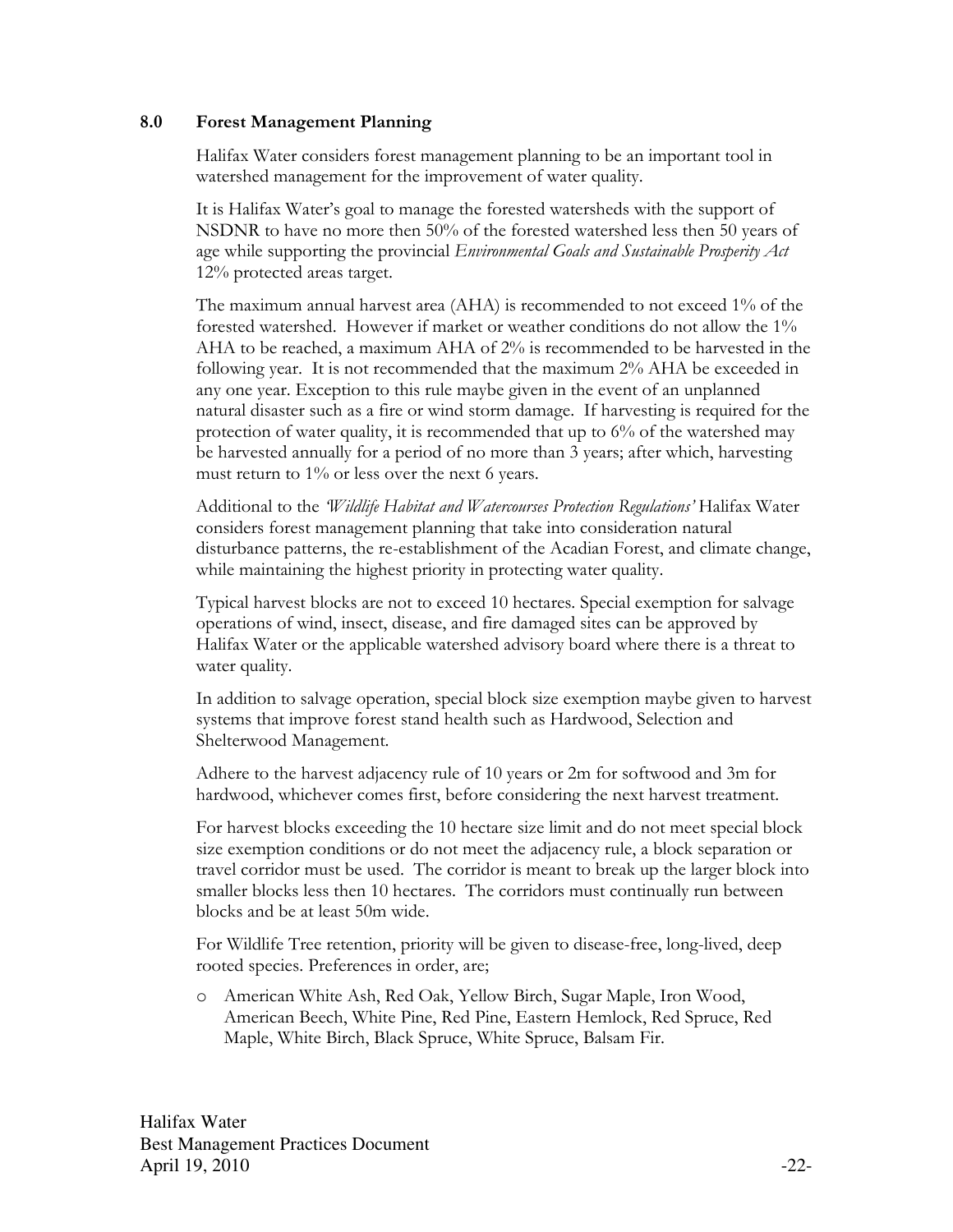## 8.0 Forest Management Planning

Halifax Water considers forest management planning to be an important tool in watershed management for the improvement of water quality.

It is Halifax Water's goal to manage the forested watersheds with the support of NSDNR to have no more then 50% of the forested watershed less then 50 years of age while supporting the provincial *Environmental Goals and Sustainable Prosperity Act* 12% protected areas target.

The maximum annual harvest area (AHA) is recommended to not exceed 1% of the forested watershed. However if market or weather conditions do not allow the 1% AHA to be reached, a maximum AHA of 2% is recommended to be harvested in the following year. It is not recommended that the maximum 2% AHA be exceeded in any one year. Exception to this rule maybe given in the event of an unplanned natural disaster such as a fire or wind storm damage. If harvesting is required for the protection of water quality, it is recommended that up to 6% of the watershed may be harvested annually for a period of no more than 3 years; after which, harvesting must return to 1% or less over the next 6 years.

Additional to the *'Wildlife Habitat and Watercourses Protection Regulations'* Halifax Water considers forest management planning that take into consideration natural disturbance patterns, the re-establishment of the Acadian Forest, and climate change, while maintaining the highest priority in protecting water quality.

Typical harvest blocks are not to exceed 10 hectares. Special exemption for salvage operations of wind, insect, disease, and fire damaged sites can be approved by Halifax Water or the applicable watershed advisory board where there is a threat to water quality.

In addition to salvage operation, special block size exemption maybe given to harvest systems that improve forest stand health such as Hardwood, Selection and Shelterwood Management.

Adhere to the harvest adjacency rule of 10 years or 2m for softwood and 3m for hardwood, whichever comes first, before considering the next harvest treatment.

For harvest blocks exceeding the 10 hectare size limit and do not meet special block size exemption conditions or do not meet the adjacency rule, a block separation or travel corridor must be used. The corridor is meant to break up the larger block into smaller blocks less then 10 hectares. The corridors must continually run between blocks and be at least 50m wide.

For Wildlife Tree retention, priority will be given to disease-free, long-lived, deep rooted species. Preferences in order, are;

- American White Ash, Red Oak, Yellow Birch, Sugar Maple, Iron Wood, American Beech, White Pine, Red Pine, Eastern Hemlock, Red Spruce, Red Maple, White Birch, Black Spruce, White Spruce, Balsam Fir.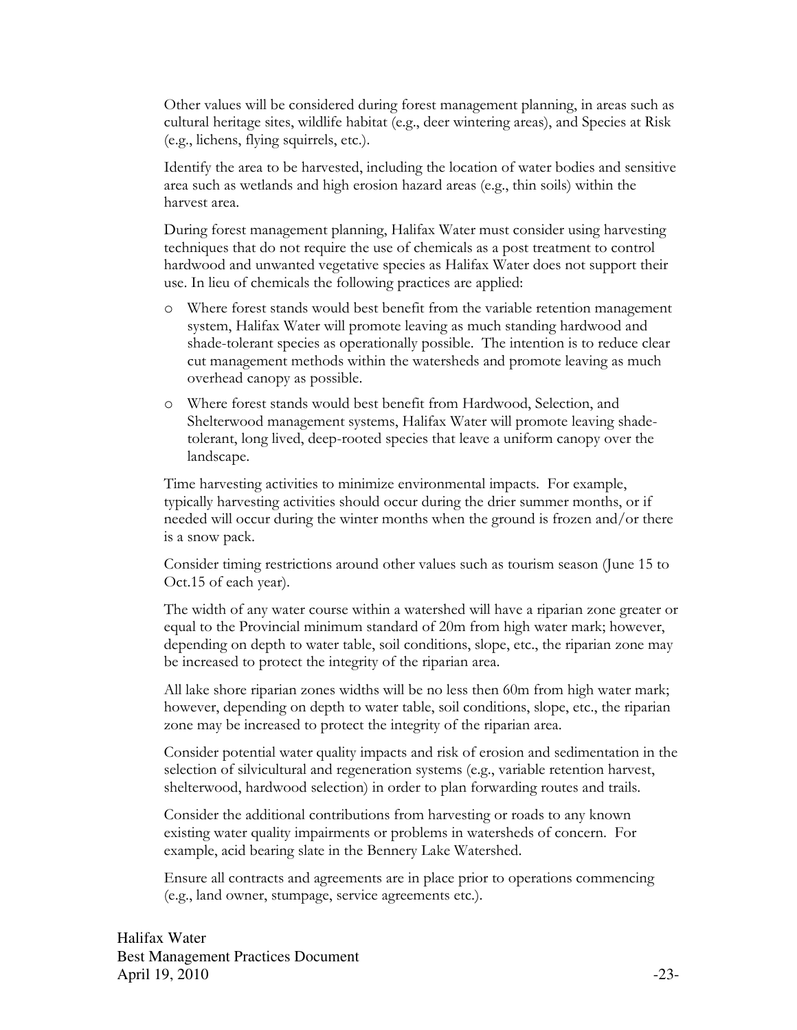Other values will be considered during forest management planning, in areas such as cultural heritage sites, wildlife habitat (e.g., deer wintering areas), and Species at Risk (e.g., lichens, flying squirrels, etc.).

Identify the area to be harvested, including the location of water bodies and sensitive area such as wetlands and high erosion hazard areas (e.g., thin soils) within the harvest area.

During forest management planning, Halifax Water must consider using harvesting techniques that do not require the use of chemicals as a post treatment to control hardwood and unwanted vegetative species as Halifax Water does not support their use. In lieu of chemicals the following practices are applied:

- Where forest stands would best benefit from the variable retention management system, Halifax Water will promote leaving as much standing hardwood and shade-tolerant species as operationally possible. The intention is to reduce clear cut management methods within the watersheds and promote leaving as much overhead canopy as possible.
- Where forest stands would best benefit from Hardwood, Selection, and Shelterwood management systems, Halifax Water will promote leaving shade-tolerant, long lived, deep-rooted species that leave a uniform canopy over the landscape.

Time harvesting activities to minimize environmental impacts. For example, typically harvesting activities should occur during the drier summer months, or if needed will occur during the winter months when the ground is frozen and/or there is a snow pack.

Consider timing restrictions around other values such as tourism season (June 15 to Oct.15 of each year).

The width of any water course within a watershed will have a riparian zone greater or equal to the Provincial minimum standard of 20m from high water mark; however, depending on depth to water table, soil conditions, slope, etc., the riparian zone may be increased to protect the integrity of the riparian area.

All lake shore riparian zones widths will be no less then 60m from high water mark; however, depending on depth to water table, soil conditions, slope, etc., the riparian zone may be increased to protect the integrity of the riparian area.

Consider potential water quality impacts and risk of erosion and sedimentation in the selection of silvicultural and regeneration systems (e.g., variable retention harvest, shelterwood, hardwood selection) in order to plan forwarding routes and trails.

Consider the additional contributions from harvesting or roads to any known existing water quality impairments or problems in watersheds of concern. For example, acid bearing slate in the Bennery Lake Watershed.

Ensure all contracts and agreements are in place prior to operations commencing (e.g., land owner, stumpage, service agreements etc.).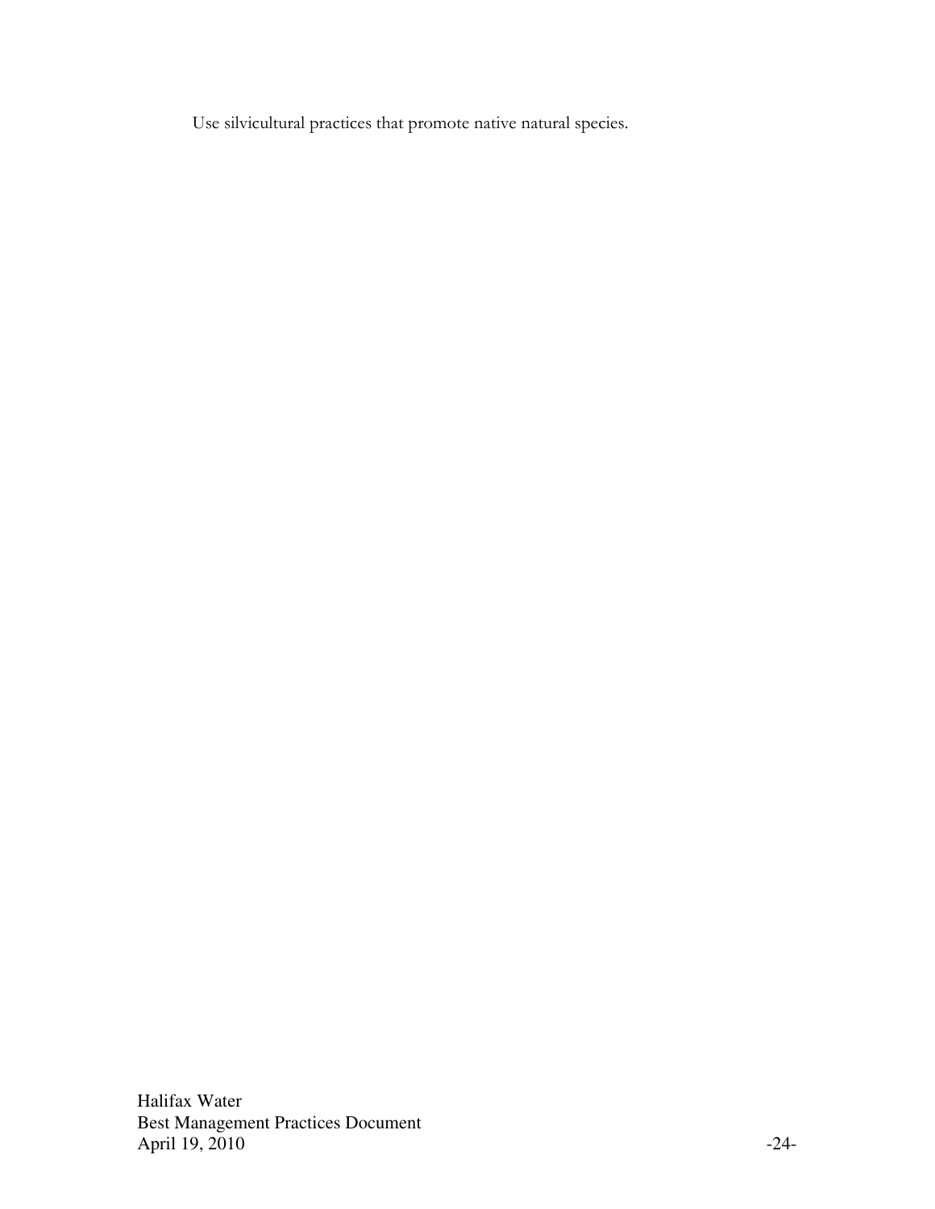Use silvicultural practices that promote native natural species.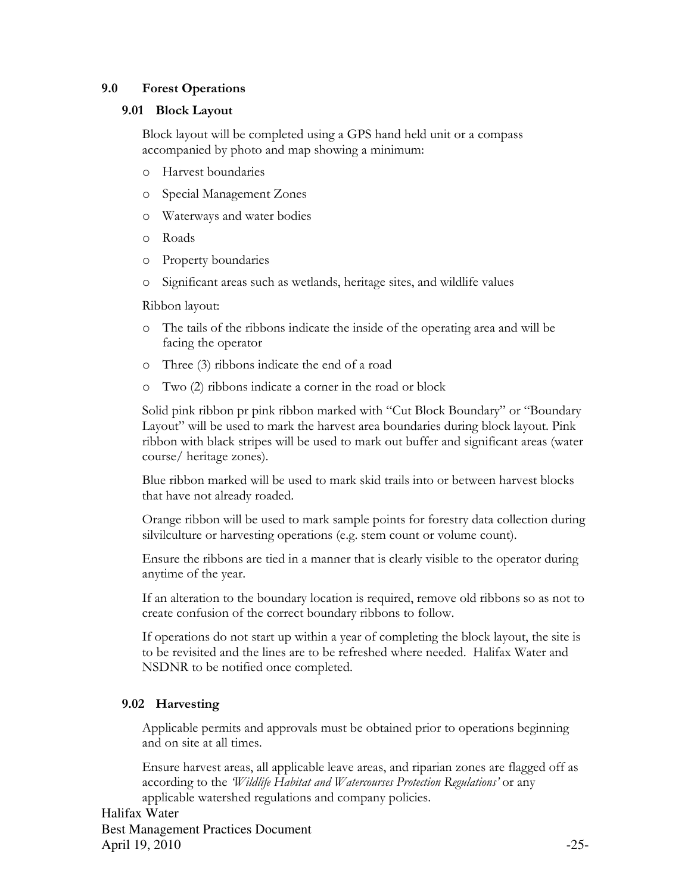## 9.0 Forest Operations

### 9.01 Block Layout

Block layout will be completed using a GPS hand held unit or a compass accompanied by photo and map showing a minimum:

- Harvest boundaries
- Special Management Zones
- Waterways and water bodies
- Roads
- Property boundaries
- Significant areas such as wetlands, heritage sites, and wildlife values

Ribbon layout:

- The tails of the ribbons indicate the inside of the operating area and will be facing the operator
- Three (3) ribbons indicate the end of a road
- Two (2) ribbons indicate a corner in the road or block

Solid pink ribbon pr pink ribbon marked with "Cut Block Boundary" or "Boundary Layout" will be used to mark the harvest area boundaries during block layout. Pink ribbon with black stripes will be used to mark out buffer and significant areas (water course/ heritage zones).

Blue ribbon marked will be used to mark skid trails into or between harvest blocks that have not already roaded.

Orange ribbon will be used to mark sample points for forestry data collection during silvilculture or harvesting operations (e.g. stem count or volume count).

Ensure the ribbons are tied in a manner that is clearly visible to the operator during anytime of the year.

If an alteration to the boundary location is required, remove old ribbons so as not to create confusion of the correct boundary ribbons to follow.

If operations do not start up within a year of completing the block layout, the site is to be revisited and the lines are to be refreshed where needed. Halifax Water and NSDNR to be notified once completed.

### 9.02 Harvesting

Applicable permits and approvals must be obtained prior to operations beginning and on site at all times.

Ensure harvest areas, all applicable leave areas, and riparian zones are flagged off as according to the *'Wildlife Habitat and Watercourses Protection Regulations'* or any applicable watershed regulations and company policies.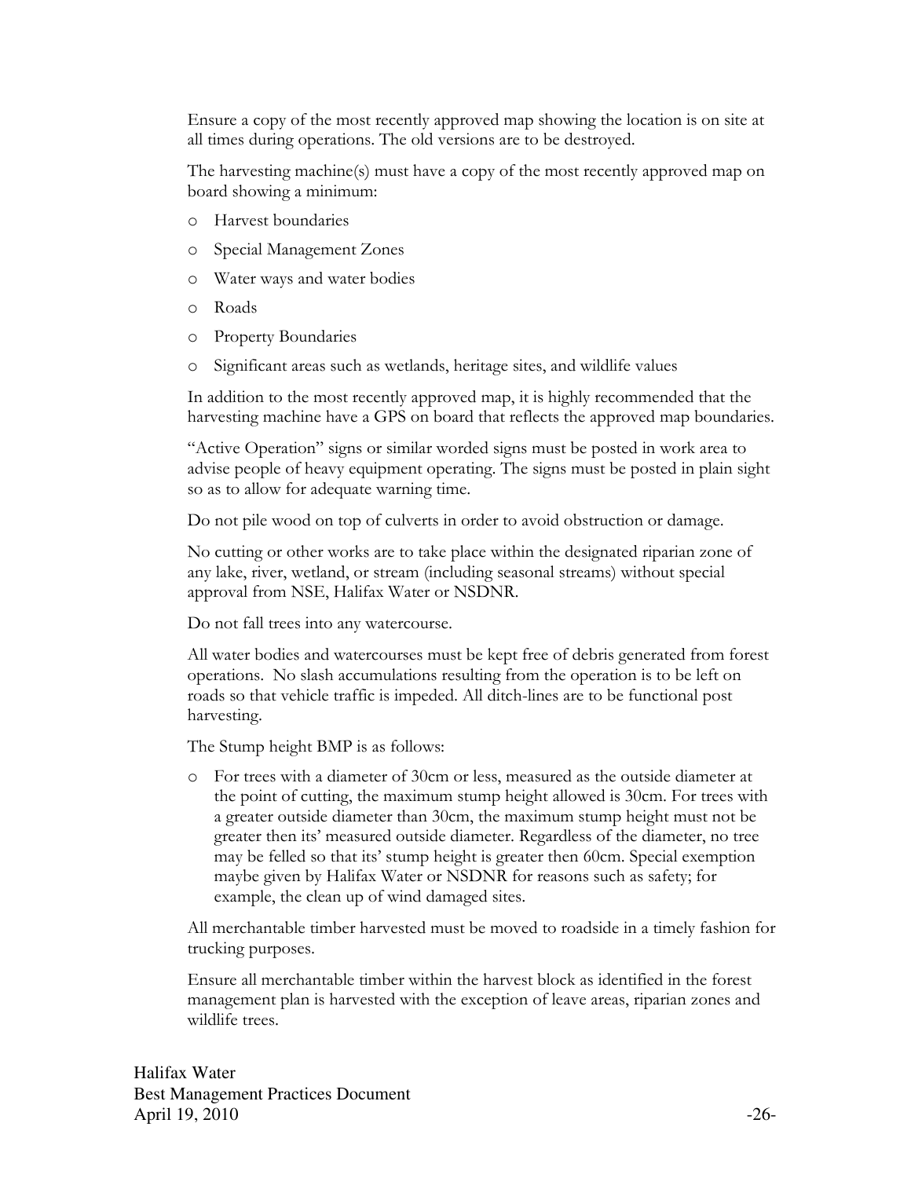Ensure a copy of the most recently approved map showing the location is on site at all times during operations. The old versions are to be destroyed.

The harvesting machine(s) must have a copy of the most recently approved map on board showing a minimum:

- Harvest boundaries
- Special Management Zones
- Water ways and water bodies
- Roads
- Property Boundaries
- Significant areas such as wetlands, heritage sites, and wildlife values

In addition to the most recently approved map, it is highly recommended that the harvesting machine have a GPS on board that reflects the approved map boundaries.

"Active Operation" signs or similar worded signs must be posted in work area to advise people of heavy equipment operating. The signs must be posted in plain sight so as to allow for adequate warning time.

Do not pile wood on top of culverts in order to avoid obstruction or damage.

No cutting or other works are to take place within the designated riparian zone of any lake, river, wetland, or stream (including seasonal streams) without special approval from NSE, Halifax Water or NSDNR.

Do not fall trees into any watercourse.

All water bodies and watercourses must be kept free of debris generated from forest operations. No slash accumulations resulting from the operation is to be left on roads so that vehicle traffic is impeded. All ditch-lines are to be functional post harvesting.

The Stump height BMP is as follows:

- For trees with a diameter of 30cm or less, measured as the outside diameter at the point of cutting, the maximum stump height allowed is 30cm. For trees with a greater outside diameter than 30cm, the maximum stump height must not be greater then its' measured outside diameter. Regardless of the diameter, no tree may be felled so that its' stump height is greater then 60cm. Special exemption maybe given by Halifax Water or NSDNR for reasons such as safety; for example, the clean up of wind damaged sites.

All merchantable timber harvested must be moved to roadside in a timely fashion for trucking purposes.

Ensure all merchantable timber within the harvest block as identified in the forest management plan is harvested with the exception of leave areas, riparian zones and wildlife trees.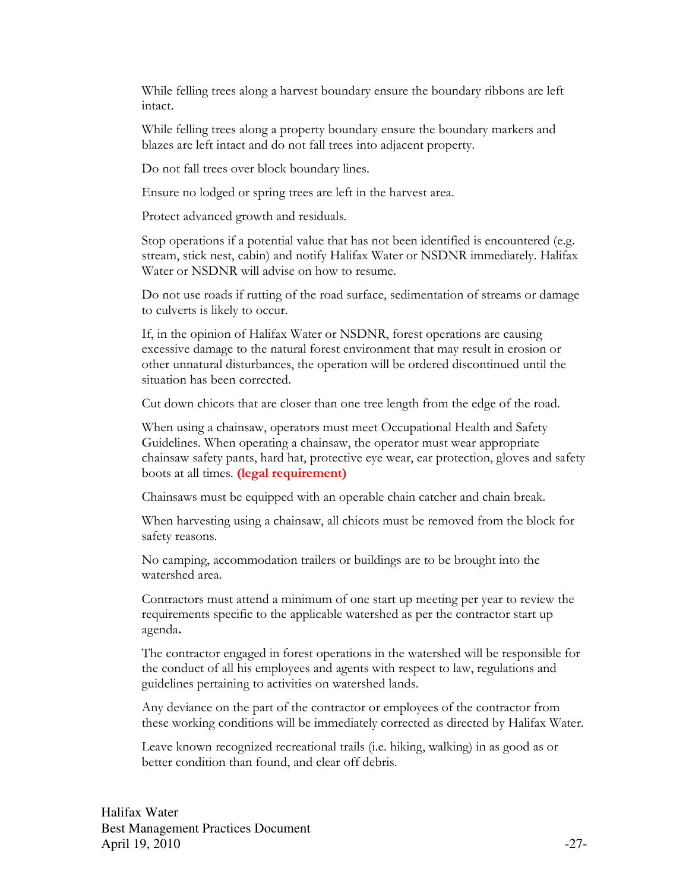While felling trees along a harvest boundary ensure the boundary ribbons are left intact.

While felling trees along a property boundary ensure the boundary markers and blazes are left intact and do not fall trees into adjacent property.

Do not fall trees over block boundary lines.

Ensure no lodged or spring trees are left in the harvest area.

Protect advanced growth and residuals.

Stop operations if a potential value that has not been identified is encountered (e.g. stream, stick nest, cabin) and notify Halifax Water or NSDNR immediately. Halifax Water or NSDNR will advise on how to resume.

Do not use roads if rutting of the road surface, sedimentation of streams or damage to culverts is likely to occur.

If, in the opinion of Halifax Water or NSDNR, forest operations are causing excessive damage to the natural forest environment that may result in erosion or other unnatural disturbances, the operation will be ordered discontinued until the situation has been corrected.

Cut down chicots that are closer than one tree length from the edge of the road.

When using a chainsaw, operators must meet Occupational Health and Safety Guidelines. When operating a chainsaw, the operator must wear appropriate chainsaw safety pants, hard hat, protective eye wear, ear protection, gloves and safety boots at all times. **(legal requirement)**

Chainsaws must be equipped with an operable chain catcher and chain break.

When harvesting using a chainsaw, all chicots must be removed from the block for safety reasons.

No camping, accommodation trailers or buildings are to be brought into the watershed area.

Contractors must attend a minimum of one start up meeting per year to review the requirements specific to the applicable watershed as per the contractor start up agenda**.**

The contractor engaged in forest operations in the watershed will be responsible for the conduct of all his employees and agents with respect to law, regulations and guidelines pertaining to activities on watershed lands.

Any deviance on the part of the contractor or employees of the contractor from these working conditions will be immediately corrected as directed by Halifax Water.

Leave known recognized recreational trails (i.e. hiking, walking) in as good as or better condition than found, and clear off debris.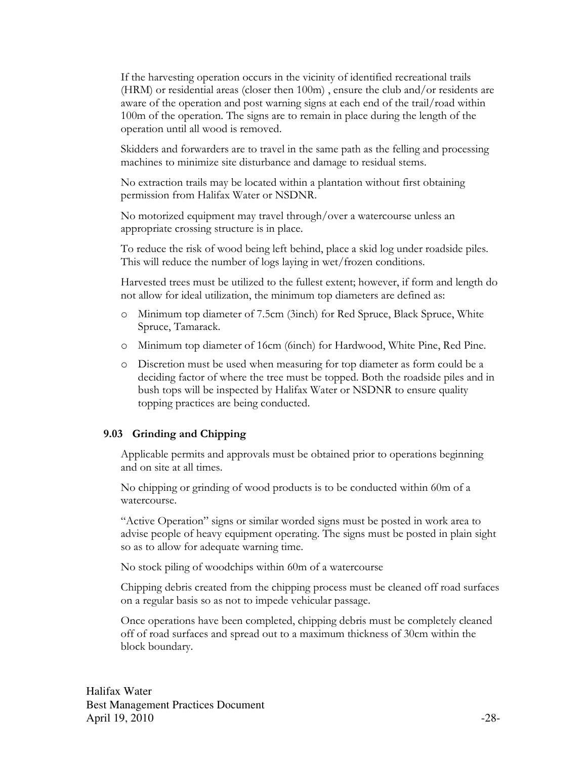If the harvesting operation occurs in the vicinity of identified recreational trails (HRM) or residential areas (closer then 100m) , ensure the club and/or residents are aware of the operation and post warning signs at each end of the trail/road within 100m of the operation. The signs are to remain in place during the length of the operation until all wood is removed.

Skidders and forwarders are to travel in the same path as the felling and processing machines to minimize site disturbance and damage to residual stems.

No extraction trails may be located within a plantation without first obtaining permission from Halifax Water or NSDNR.

No motorized equipment may travel through/over a watercourse unless an appropriate crossing structure is in place.

To reduce the risk of wood being left behind, place a skid log under roadside piles. This will reduce the number of logs laying in wet/frozen conditions.

Harvested trees must be utilized to the fullest extent; however, if form and length do not allow for ideal utilization, the minimum top diameters are defined as:

- Minimum top diameter of 7.5cm (3inch) for Red Spruce, Black Spruce, White Spruce, Tamarack.
- Minimum top diameter of 16cm (6inch) for Hardwood, White Pine, Red Pine.
- Discretion must be used when measuring for top diameter as form could be a deciding factor of where the tree must be topped. Both the roadside piles and in bush tops will be inspected by Halifax Water or NSDNR to ensure quality topping practices are being conducted.

### 9.03 Grinding and Chipping

Applicable permits and approvals must be obtained prior to operations beginning and on site at all times.

No chipping or grinding of wood products is to be conducted within 60m of a watercourse.

"Active Operation" signs or similar worded signs must be posted in work area to advise people of heavy equipment operating. The signs must be posted in plain sight so as to allow for adequate warning time.

No stock piling of woodchips within 60m of a watercourse

Chipping debris created from the chipping process must be cleaned off road surfaces on a regular basis so as not to impede vehicular passage.

Once operations have been completed, chipping debris must be completely cleaned off of road surfaces and spread out to a maximum thickness of 30cm within the block boundary.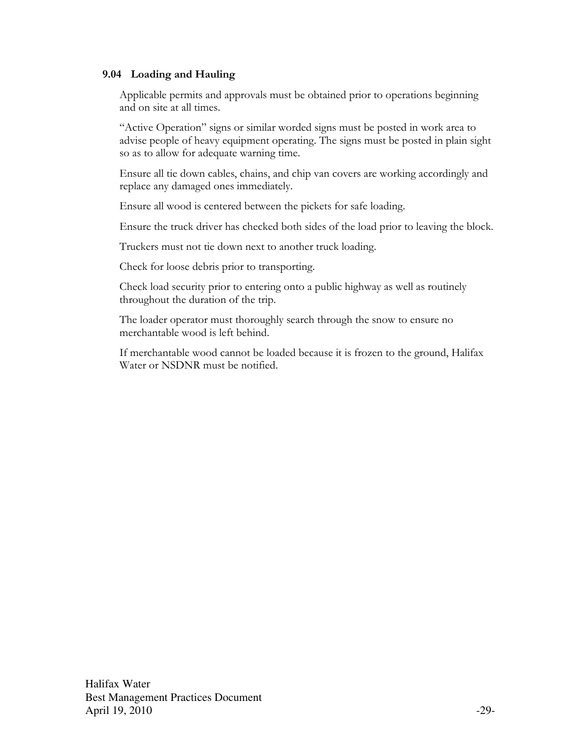### 9.04 Loading and Hauling

Applicable permits and approvals must be obtained prior to operations beginning and on site at all times.

"Active Operation" signs or similar worded signs must be posted in work area to advise people of heavy equipment operating. The signs must be posted in plain sight so as to allow for adequate warning time.

Ensure all tie down cables, chains, and chip van covers are working accordingly and replace any damaged ones immediately.

Ensure all wood is centered between the pickets for safe loading.

Ensure the truck driver has checked both sides of the load prior to leaving the block.

Truckers must not tie down next to another truck loading.

Check for loose debris prior to transporting.

Check load security prior to entering onto a public highway as well as routinely throughout the duration of the trip.

The loader operator must thoroughly search through the snow to ensure no merchantable wood is left behind.

If merchantable wood cannot be loaded because it is frozen to the ground, Halifax Water or NSDNR must be notified.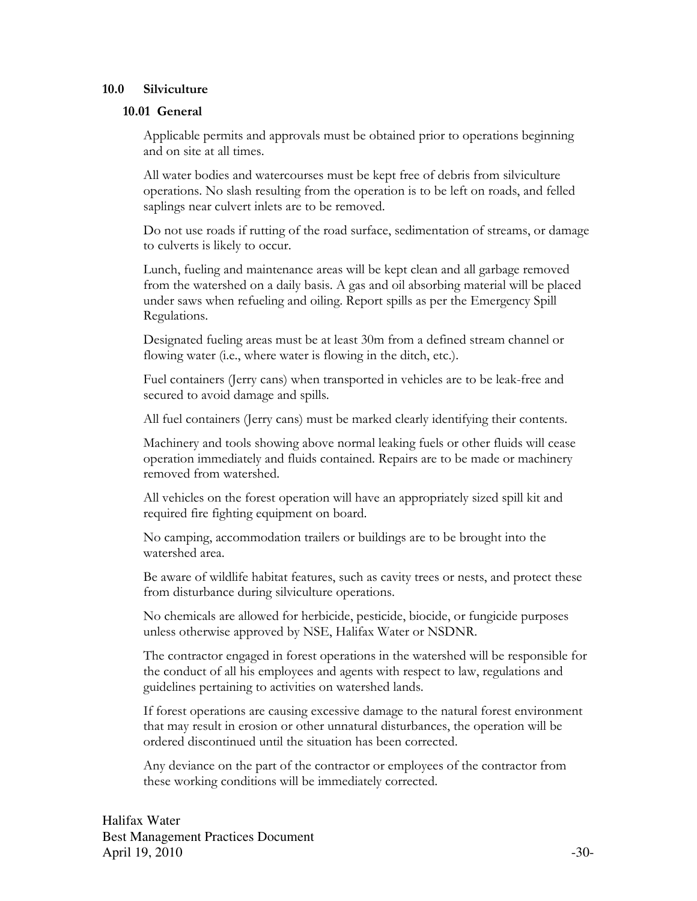## 10.0 Silviculture

### 10.01 General

Applicable permits and approvals must be obtained prior to operations beginning and on site at all times.

All water bodies and watercourses must be kept free of debris from silviculture operations. No slash resulting from the operation is to be left on roads, and felled saplings near culvert inlets are to be removed.

Do not use roads if rutting of the road surface, sedimentation of streams, or damage to culverts is likely to occur.

Lunch, fueling and maintenance areas will be kept clean and all garbage removed from the watershed on a daily basis. A gas and oil absorbing material will be placed under saws when refueling and oiling. Report spills as per the Emergency Spill Regulations.

Designated fueling areas must be at least 30m from a defined stream channel or flowing water (i.e., where water is flowing in the ditch, etc.).

Fuel containers (Jerry cans) when transported in vehicles are to be leak-free and secured to avoid damage and spills.

All fuel containers (Jerry cans) must be marked clearly identifying their contents.

Machinery and tools showing above normal leaking fuels or other fluids will cease operation immediately and fluids contained. Repairs are to be made or machinery removed from watershed.

All vehicles on the forest operation will have an appropriately sized spill kit and required fire fighting equipment on board.

No camping, accommodation trailers or buildings are to be brought into the watershed area.

Be aware of wildlife habitat features, such as cavity trees or nests, and protect these from disturbance during silviculture operations.

No chemicals are allowed for herbicide, pesticide, biocide, or fungicide purposes unless otherwise approved by NSE, Halifax Water or NSDNR.

The contractor engaged in forest operations in the watershed will be responsible for the conduct of all his employees and agents with respect to law, regulations and guidelines pertaining to activities on watershed lands.

If forest operations are causing excessive damage to the natural forest environment that may result in erosion or other unnatural disturbances, the operation will be ordered discontinued until the situation has been corrected.

Any deviance on the part of the contractor or employees of the contractor from these working conditions will be immediately corrected.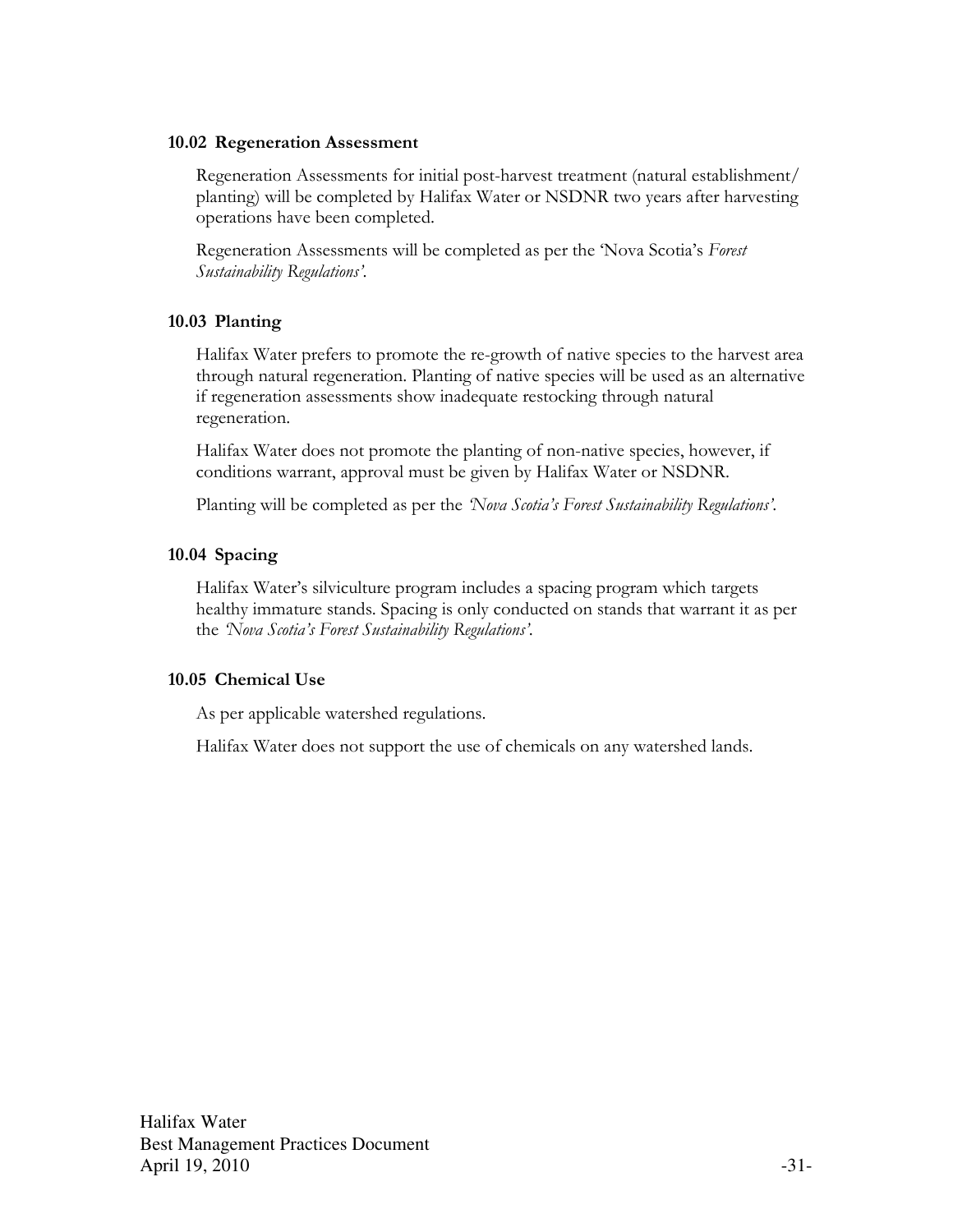### 10.02 Regeneration Assessment

Regeneration Assessments for initial post-harvest treatment (natural establishment/ planting) will be completed by Halifax Water or NSDNR two years after harvesting operations have been completed.

Regeneration Assessments will be completed as per the 'Nova Scotia's *Forest Sustainability Regulations'*.

### 10.03 Planting

Halifax Water prefers to promote the re-growth of native species to the harvest area through natural regeneration. Planting of native species will be used as an alternative if regeneration assessments show inadequate restocking through natural regeneration.

Halifax Water does not promote the planting of non-native species, however, if conditions warrant, approval must be given by Halifax Water or NSDNR.

Planting will be completed as per the *'Nova Scotia's Forest Sustainability Regulations'*.

### 10.04 Spacing

Halifax Water's silviculture program includes a spacing program which targets healthy immature stands. Spacing is only conducted on stands that warrant it as per the *'Nova Scotia's Forest Sustainability Regulations'*.

### 10.05 Chemical Use

As per applicable watershed regulations.

Halifax Water does not support the use of chemicals on any watershed lands.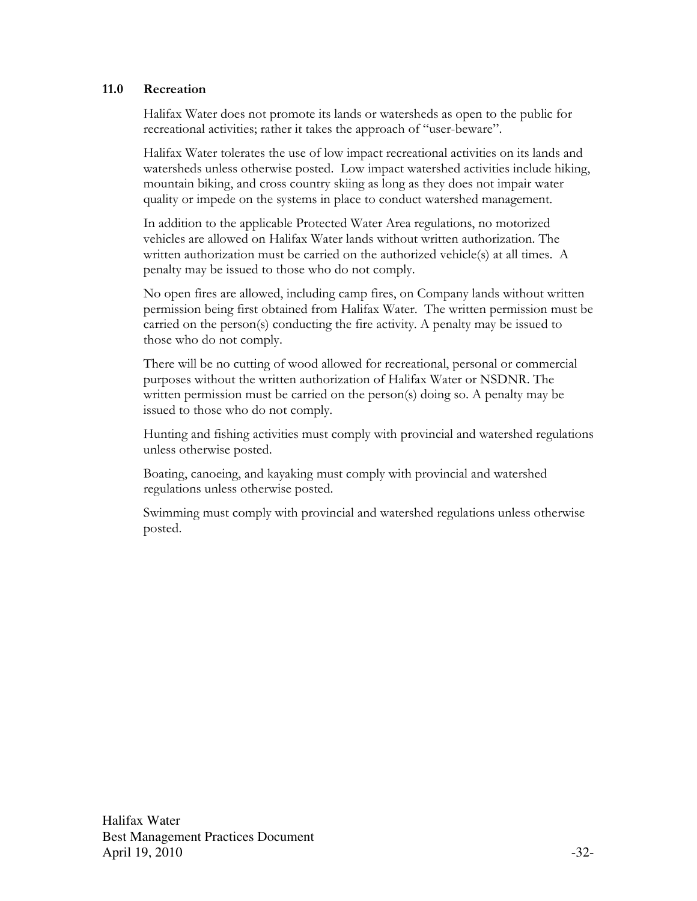## 11.0 Recreation

Halifax Water does not promote its lands or watersheds as open to the public for recreational activities; rather it takes the approach of "user-beware".

Halifax Water tolerates the use of low impact recreational activities on its lands and watersheds unless otherwise posted. Low impact watershed activities include hiking, mountain biking, and cross country skiing as long as they does not impair water quality or impede on the systems in place to conduct watershed management.

In addition to the applicable Protected Water Area regulations, no motorized vehicles are allowed on Halifax Water lands without written authorization. The written authorization must be carried on the authorized vehicle(s) at all times. A penalty may be issued to those who do not comply.

No open fires are allowed, including camp fires, on Company lands without written permission being first obtained from Halifax Water. The written permission must be carried on the person(s) conducting the fire activity. A penalty may be issued to those who do not comply.

There will be no cutting of wood allowed for recreational, personal or commercial purposes without the written authorization of Halifax Water or NSDNR. The written permission must be carried on the person(s) doing so. A penalty may be issued to those who do not comply.

Hunting and fishing activities must comply with provincial and watershed regulations unless otherwise posted.

Boating, canoeing, and kayaking must comply with provincial and watershed regulations unless otherwise posted.

Swimming must comply with provincial and watershed regulations unless otherwise posted.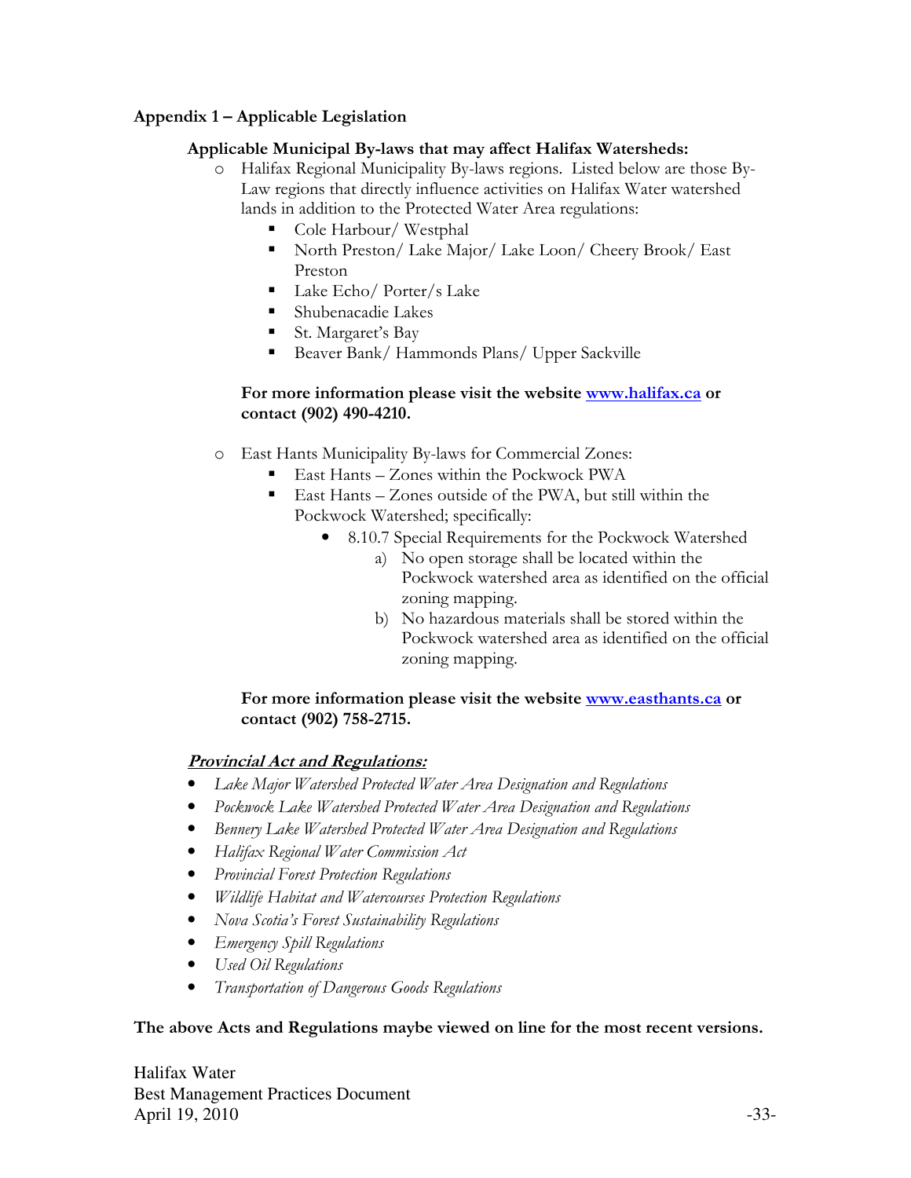## Appendix 1 – Applicable Legislation

### Applicable Municipal By-laws that may affect Halifax Watersheds:

- Halifax Regional Municipality By-laws regions. Listed below are those By-Law regions that directly influence activities on Halifax Water watershed lands in addition to the Protected Water Area regulations:
  - Cole Harbour/ Westphal
  - North Preston/ Lake Major/ Lake Loon/ Cheery Brook/ East Preston
  - Lake Echo/ Porter/s Lake
  - Shubenacadie Lakes
  - St. Margaret's Bay
  - Beaver Bank/ Hammonds Plans/ Upper Sackville

  **For more information please visit the website [www.halifax.ca](http://www.halifax.ca) or contact (902) 490-4210.**

- East Hants Municipality By-laws for Commercial Zones:
  - East Hants – Zones within the Pockwock PWA
  - East Hants – Zones outside of the PWA, but still within the Pockwock Watershed; specifically:
    - 8.10.7 Special Requirements for the Pockwock Watershed
      a) No open storage shall be located within the Pockwock watershed area as identified on the official zoning mapping.
      b) No hazardous materials shall be stored within the Pockwock watershed area as identified on the official zoning mapping.

  **For more information please visit the website [www.easthants.ca](http://www.easthants.ca) or contact (902) 758-2715.**

***Provincial Act and Regulations:***

- *Lake Major Watershed Protected Water Area Designation and Regulations*
- *Pockwock Lake Watershed Protected Water Area Designation and Regulations*
- *Bennery Lake Watershed Protected Water Area Designation and Regulations*
- *Halifax Regional Water Commission Act*
- *Provincial Forest Protection Regulations*
- *Wildlife Habitat and Watercourses Protection Regulations*
- *Nova Scotia's Forest Sustainability Regulations*
- *Emergency Spill Regulations*
- *Used Oil Regulations*
- *Transportation of Dangerous Goods Regulations*

**The above Acts and Regulations maybe viewed on line for the most recent versions.**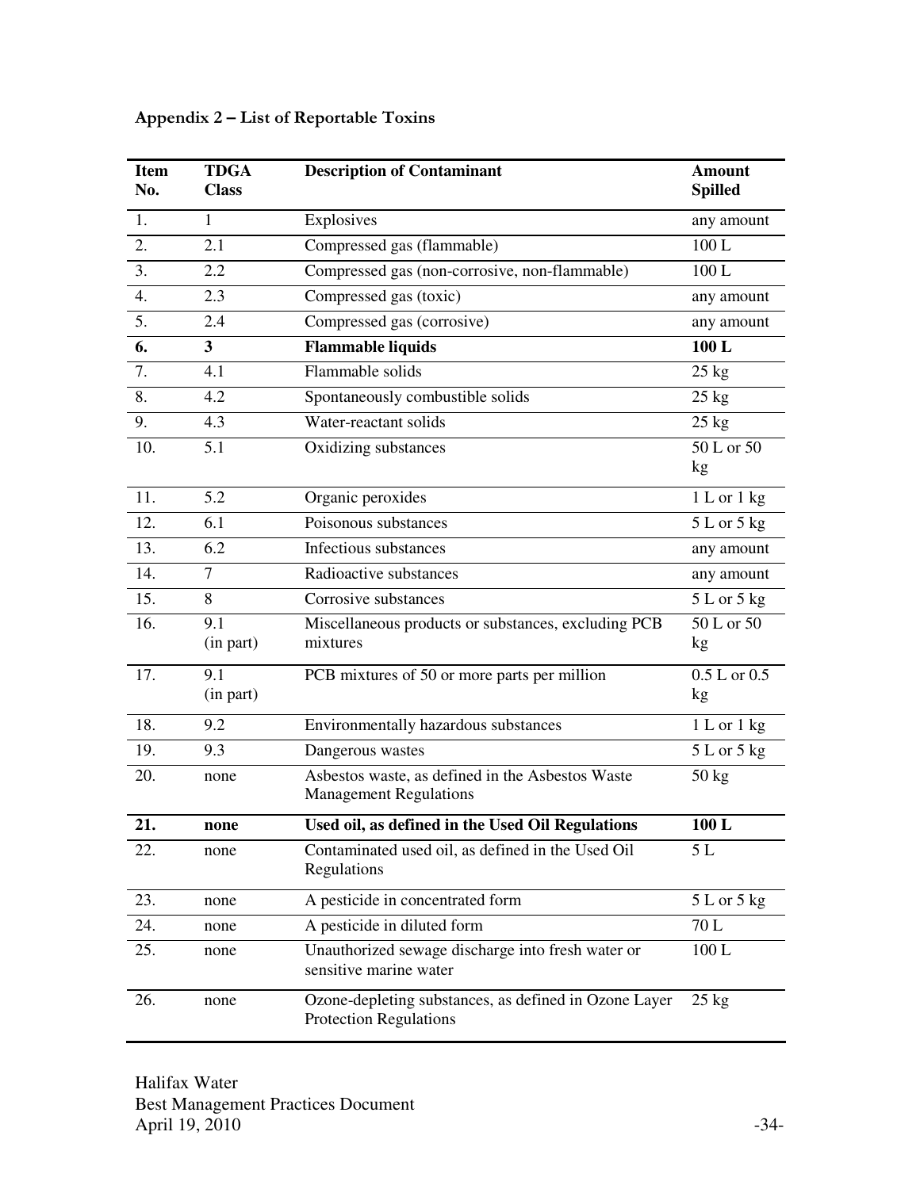**Appendix 2 – List of Reportable Toxins**

| Item No. | TDGA Class | Description of Contaminant | Amount Spilled |
|---|---|---|---|
| 1. | 1 | Explosives | any amount |
| 2. | 2.1 | Compressed gas (flammable) | 100 L |
| 3. | 2.2 | Compressed gas (non-corrosive, non-flammable) | 100 L |
| 4. | 2.3 | Compressed gas (toxic) | any amount |
| 5. | 2.4 | Compressed gas (corrosive) | any amount |
| **6.** | **3** | **Flammable liquids** | **100 L** |
| 7. | 4.1 | Flammable solids | 25 kg |
| 8. | 4.2 | Spontaneously combustible solids | 25 kg |
| 9. | 4.3 | Water-reactant solids | 25 kg |
| 10. | 5.1 | Oxidizing substances | 50 L or 50 kg |
| 11. | 5.2 | Organic peroxides | 1 L or 1 kg |
| 12. | 6.1 | Poisonous substances | 5 L or 5 kg |
| 13. | 6.2 | Infectious substances | any amount |
| 14. | 7 | Radioactive substances | any amount |
| 15. | 8 | Corrosive substances | 5 L or 5 kg |
| 16. | 9.1 (in part) | Miscellaneous products or substances, excluding PCB mixtures | 50 L or 50 kg |
| 17. | 9.1 (in part) | PCB mixtures of 50 or more parts per million | 0.5 L or 0.5 kg |
| 18. | 9.2 | Environmentally hazardous substances | 1 L or 1 kg |
| 19. | 9.3 | Dangerous wastes | 5 L or 5 kg |
| 20. | none | Asbestos waste, as defined in the Asbestos Waste Management Regulations | 50 kg |
| **21.** | **none** | **Used oil, as defined in the Used Oil Regulations** | **100 L** |
| 22. | none | Contaminated used oil, as defined in the Used Oil Regulations | 5 L |
| 23. | none | A pesticide in concentrated form | 5 L or 5 kg |
| 24. | none | A pesticide in diluted form | 70 L |
| 25. | none | Unauthorized sewage discharge into fresh water or sensitive marine water | 100 L |
| 26. | none | Ozone-depleting substances, as defined in Ozone Layer Protection Regulations | 25 kg |